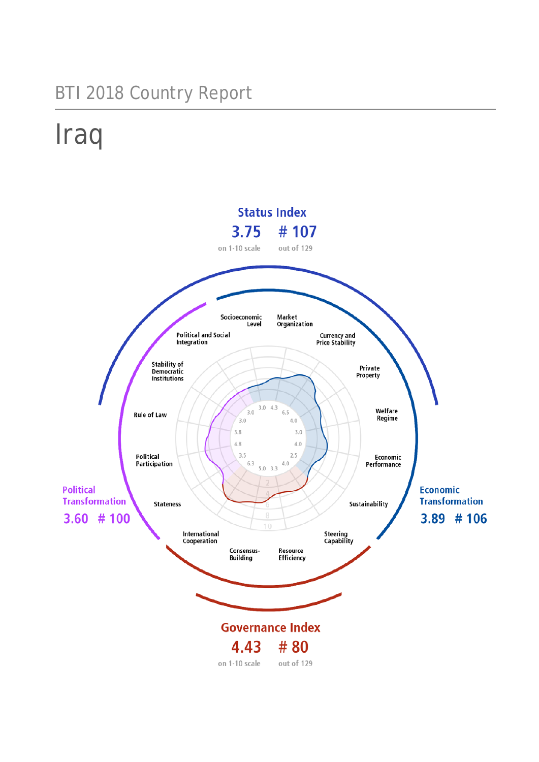BTI 2018 Country Report

# Iraq

**Status Index**

**3.75** on 1-10 scale

**# 107** out of 129

**Political Transformation**

**3.60 # 100**

**Economic Transformation**

**3.89 # 106**

**Governance Index**

**4.43** on 1-10 scale

**# 80** out of 129

| Criterion | Score |
|---|---|
| Stateness | 6.3 |
| Political Participation | 3.5 |
| Rule of Law | 4.8 |
| Stability of Democratic Institutions | 3.8 |
| Political and Social Integration | 3.0 |
| Socioeconomic Level | 3.0 |
| Market Organization | 3.0 |
| Currency and Price Stability | 4.3 |
| Private Property | 6.5 |
| Welfare Regime | 4.0 |
| Economic Performance | 3.0 |
| Sustainability | 4.0 |
| Steering Capability | 2.5 |
| Resource Efficiency | 4.0 |
| Consensus-Building | 3.3 |
| International Cooperation | 5.0 |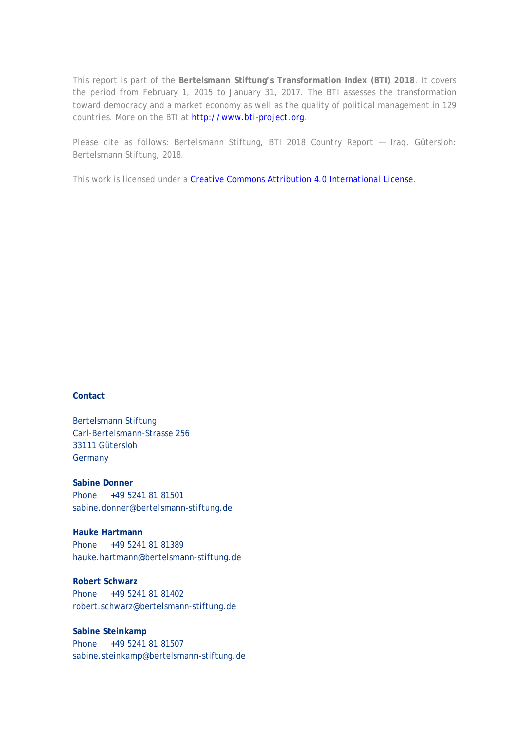This report is part of the **Bertelsmann Stiftung's Transformation Index (BTI) 2018**. It covers the period from February 1, 2015 to January 31, 2017. The BTI assesses the transformation toward democracy and a market economy as well as the quality of political management in 129 countries. More on the BTI at [http://www.bti-project.org](http://www.bti-project.org).

Please cite as follows: Bertelsmann Stiftung, BTI 2018 Country Report — Iraq. Gütersloh: Bertelsmann Stiftung, 2018.

This work is licensed under a [Creative Commons Attribution 4.0 International License](https://creativecommons.org/licenses/by/4.0/).

**Contact**

Bertelsmann Stiftung
Carl-Bertelsmann-Strasse 256
33111 Gütersloh
Germany

**Sabine Donner**
Phone +49 5241 81 81501
sabine.donner@bertelsmann-stiftung.de

**Hauke Hartmann**
Phone +49 5241 81 81389
hauke.hartmann@bertelsmann-stiftung.de

**Robert Schwarz**
Phone +49 5241 81 81402
robert.schwarz@bertelsmann-stiftung.de

**Sabine Steinkamp**
Phone +49 5241 81 81507
sabine.steinkamp@bertelsmann-stiftung.de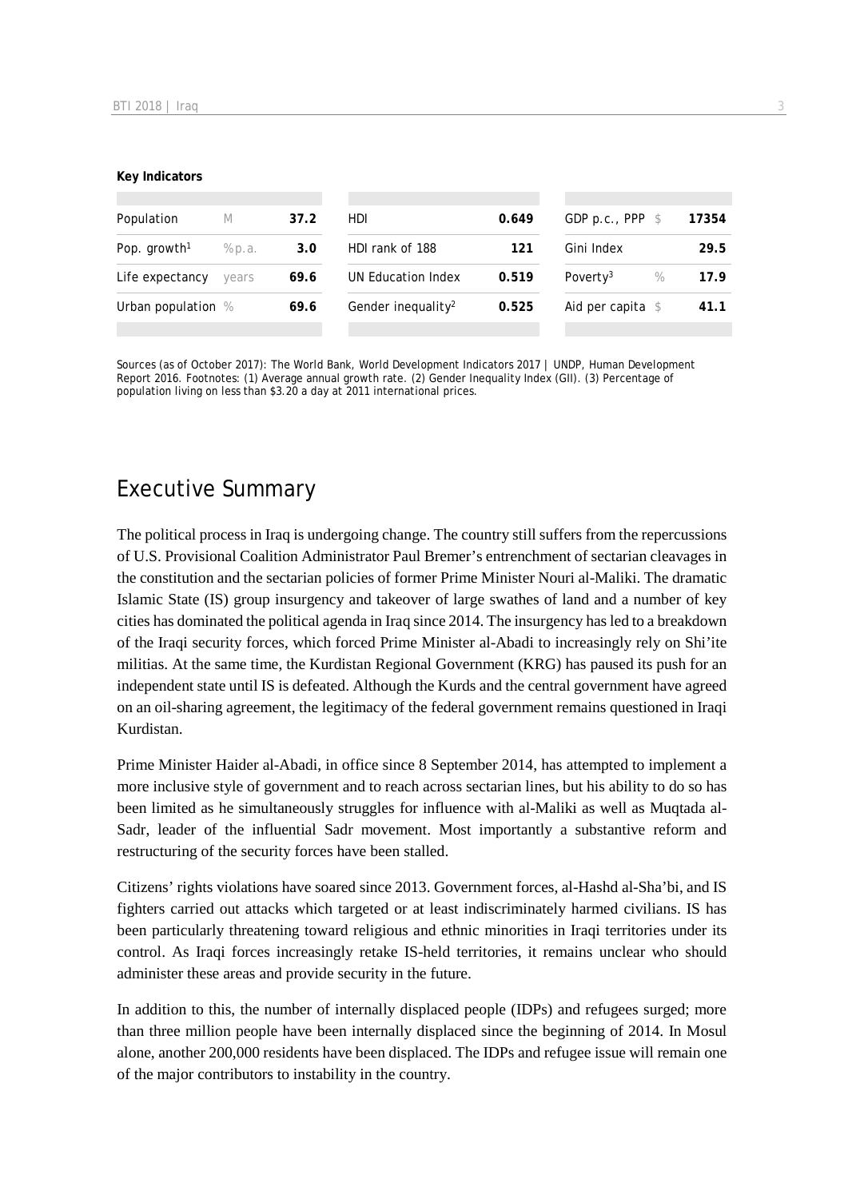**Key Indicators**

| | | | | | | | |
|---|---|---|---|---|---|---|---|
| Population | M | 37.2 | HDI | 0.649 | GDP p.c., PPP | \$ | 17354 |
| Pop. growth[1] | % p.a. | 3.0 | HDI rank of 188 | 121 | Gini Index | | 29.5 |
| Life expectancy | years | 69.6 | UN Education Index | 0.519 | Poverty[3] | % | 17.9 |
| Urban population | % | 69.6 | Gender inequality[2] | 0.525 | Aid per capita | \$ | 41.1 |

Sources (as of October 2017): The World Bank, World Development Indicators 2017 | UNDP, Human Development Report 2016. Footnotes: (1) Average annual growth rate. (2) Gender Inequality Index (GII). (3) Percentage of population living on less than \$3.20 a day at 2011 international prices.

# Executive Summary

The political process in Iraq is undergoing change. The country still suffers from the repercussions of U.S. Provisional Coalition Administrator Paul Bremer's entrenchment of sectarian cleavages in the constitution and the sectarian policies of former Prime Minister Nouri al-Maliki. The dramatic Islamic State (IS) group insurgency and takeover of large swathes of land and a number of key cities has dominated the political agenda in Iraq since 2014. The insurgency has led to a breakdown of the Iraqi security forces, which forced Prime Minister al-Abadi to increasingly rely on Shi'ite militias. At the same time, the Kurdistan Regional Government (KRG) has paused its push for an independent state until IS is defeated. Although the Kurds and the central government have agreed on an oil-sharing agreement, the legitimacy of the federal government remains questioned in Iraqi Kurdistan.

Prime Minister Haider al-Abadi, in office since 8 September 2014, has attempted to implement a more inclusive style of government and to reach across sectarian lines, but his ability to do so has been limited as he simultaneously struggles for influence with al-Maliki as well as Muqtada al-Sadr, leader of the influential Sadr movement. Most importantly a substantive reform and restructuring of the security forces have been stalled.

Citizens' rights violations have soared since 2013. Government forces, al-Hashd al-Sha'bi, and IS fighters carried out attacks which targeted or at least indiscriminately harmed civilians. IS has been particularly threatening toward religious and ethnic minorities in Iraqi territories under its control. As Iraqi forces increasingly retake IS-held territories, it remains unclear who should administer these areas and provide security in the future.

In addition to this, the number of internally displaced people (IDPs) and refugees surged; more than three million people have been internally displaced since the beginning of 2014. In Mosul alone, another 200,000 residents have been displaced. The IDPs and refugee issue will remain one of the major contributors to instability in the country.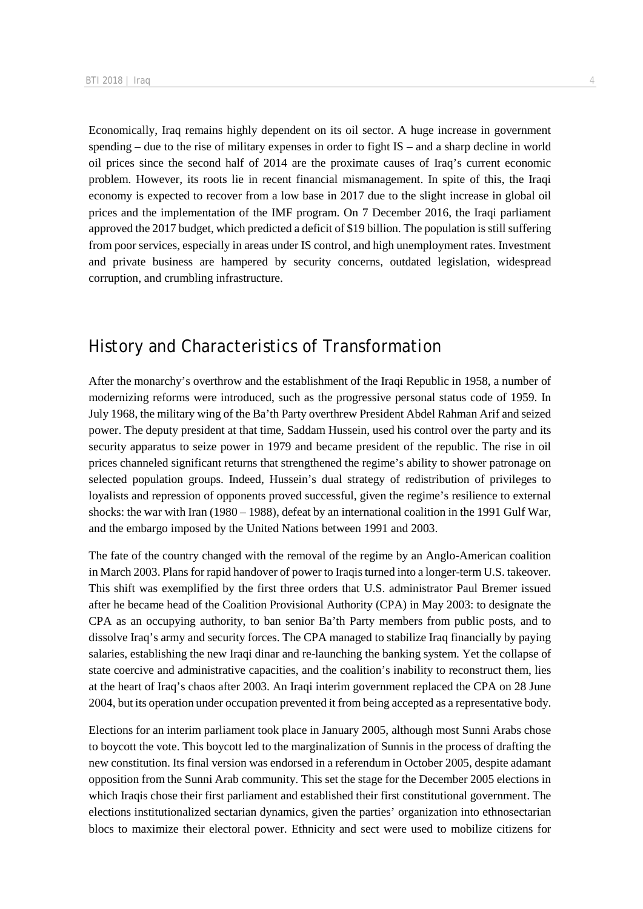Economically, Iraq remains highly dependent on its oil sector. A huge increase in government spending – due to the rise of military expenses in order to fight IS – and a sharp decline in world oil prices since the second half of 2014 are the proximate causes of Iraq's current economic problem. However, its roots lie in recent financial mismanagement. In spite of this, the Iraqi economy is expected to recover from a low base in 2017 due to the slight increase in global oil prices and the implementation of the IMF program. On 7 December 2016, the Iraqi parliament approved the 2017 budget, which predicted a deficit of $19 billion. The population is still suffering from poor services, especially in areas under IS control, and high unemployment rates. Investment and private business are hampered by security concerns, outdated legislation, widespread corruption, and crumbling infrastructure.

## History and Characteristics of Transformation

After the monarchy's overthrow and the establishment of the Iraqi Republic in 1958, a number of modernizing reforms were introduced, such as the progressive personal status code of 1959. In July 1968, the military wing of the Ba'th Party overthrew President Abdel Rahman Arif and seized power. The deputy president at that time, Saddam Hussein, used his control over the party and its security apparatus to seize power in 1979 and became president of the republic. The rise in oil prices channeled significant returns that strengthened the regime's ability to shower patronage on selected population groups. Indeed, Hussein's dual strategy of redistribution of privileges to loyalists and repression of opponents proved successful, given the regime's resilience to external shocks: the war with Iran (1980 – 1988), defeat by an international coalition in the 1991 Gulf War, and the embargo imposed by the United Nations between 1991 and 2003.

The fate of the country changed with the removal of the regime by an Anglo-American coalition in March 2003. Plans for rapid handover of power to Iraqis turned into a longer-term U.S. takeover. This shift was exemplified by the first three orders that U.S. administrator Paul Bremer issued after he became head of the Coalition Provisional Authority (CPA) in May 2003: to designate the CPA as an occupying authority, to ban senior Ba'th Party members from public posts, and to dissolve Iraq's army and security forces. The CPA managed to stabilize Iraq financially by paying salaries, establishing the new Iraqi dinar and re-launching the banking system. Yet the collapse of state coercive and administrative capacities, and the coalition's inability to reconstruct them, lies at the heart of Iraq's chaos after 2003. An Iraqi interim government replaced the CPA on 28 June 2004, but its operation under occupation prevented it from being accepted as a representative body.

Elections for an interim parliament took place in January 2005, although most Sunni Arabs chose to boycott the vote. This boycott led to the marginalization of Sunnis in the process of drafting the new constitution. Its final version was endorsed in a referendum in October 2005, despite adamant opposition from the Sunni Arab community. This set the stage for the December 2005 elections in which Iraqis chose their first parliament and established their first constitutional government. The elections institutionalized sectarian dynamics, given the parties' organization into ethnosectarian blocs to maximize their electoral power. Ethnicity and sect were used to mobilize citizens for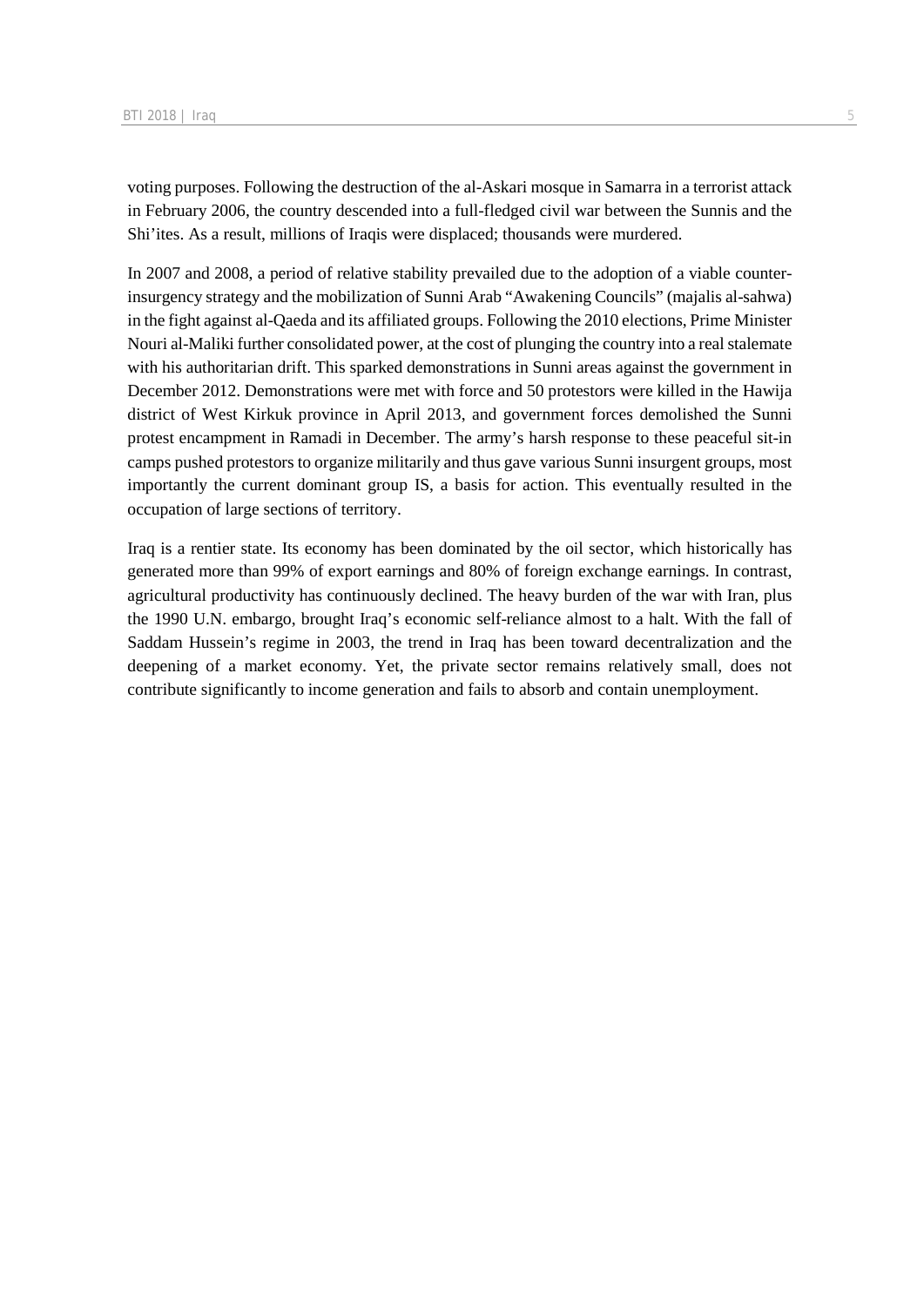voting purposes. Following the destruction of the al-Askari mosque in Samarra in a terrorist attack in February 2006, the country descended into a full-fledged civil war between the Sunnis and the Shi'ites. As a result, millions of Iraqis were displaced; thousands were murdered.

In 2007 and 2008, a period of relative stability prevailed due to the adoption of a viable counter-insurgency strategy and the mobilization of Sunni Arab "Awakening Councils" (majalis al-sahwa) in the fight against al-Qaeda and its affiliated groups. Following the 2010 elections, Prime Minister Nouri al-Maliki further consolidated power, at the cost of plunging the country into a real stalemate with his authoritarian drift. This sparked demonstrations in Sunni areas against the government in December 2012. Demonstrations were met with force and 50 protestors were killed in the Hawija district of West Kirkuk province in April 2013, and government forces demolished the Sunni protest encampment in Ramadi in December. The army's harsh response to these peaceful sit-in camps pushed protestors to organize militarily and thus gave various Sunni insurgent groups, most importantly the current dominant group IS, a basis for action. This eventually resulted in the occupation of large sections of territory.

Iraq is a rentier state. Its economy has been dominated by the oil sector, which historically has generated more than 99% of export earnings and 80% of foreign exchange earnings. In contrast, agricultural productivity has continuously declined. The heavy burden of the war with Iran, plus the 1990 U.N. embargo, brought Iraq's economic self-reliance almost to a halt. With the fall of Saddam Hussein's regime in 2003, the trend in Iraq has been toward decentralization and the deepening of a market economy. Yet, the private sector remains relatively small, does not contribute significantly to income generation and fails to absorb and contain unemployment.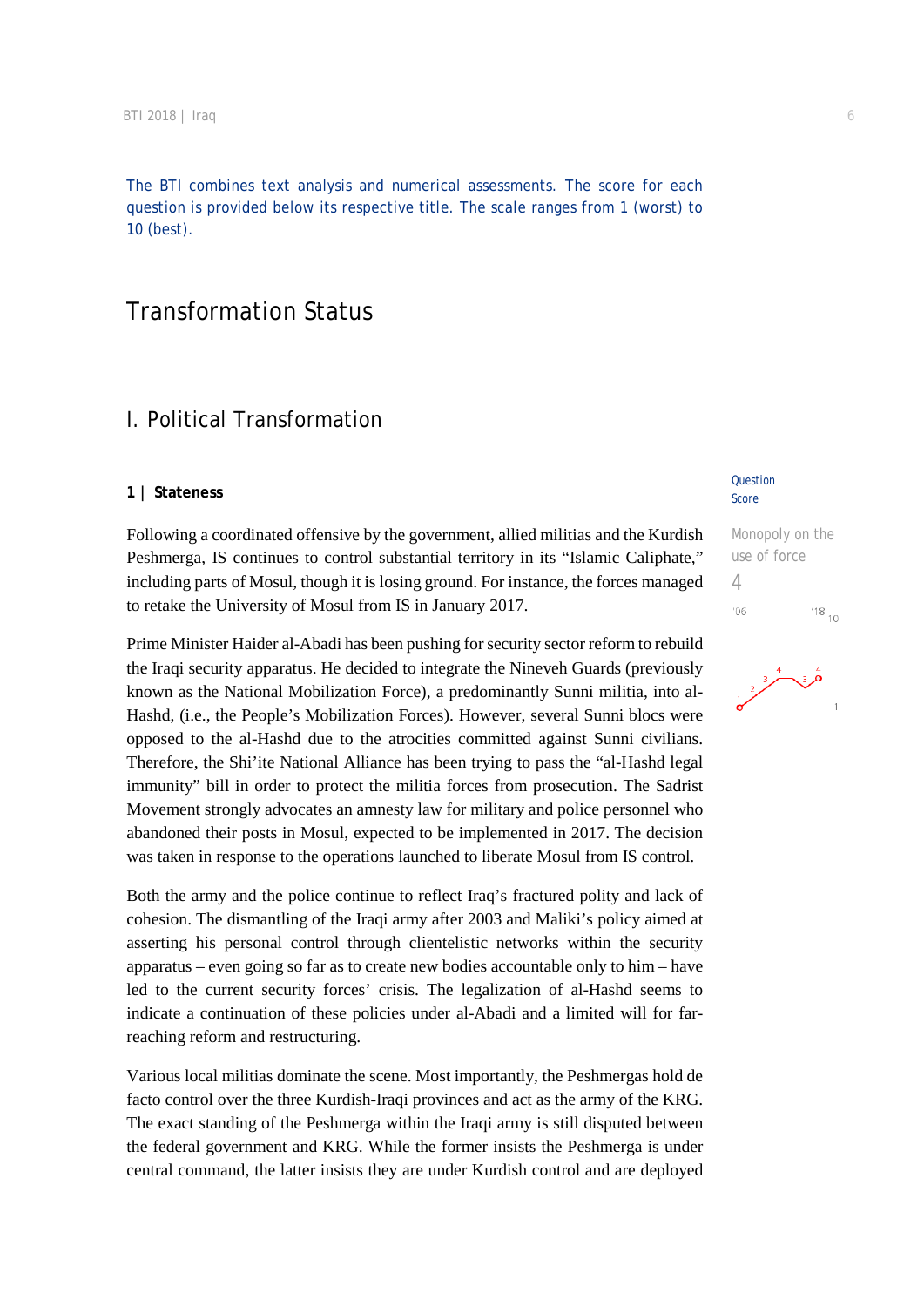The BTI combines text analysis and numerical assessments. The score for each question is provided below its respective title. The scale ranges from 1 (worst) to 10 (best).

# Transformation Status

## I. Political Transformation

### 1 | Stateness

Question Score

Monopoly on the use of force
4

Following a coordinated offensive by the government, allied militias and the Kurdish Peshmerga, IS continues to control substantial territory in its "Islamic Caliphate," including parts of Mosul, though it is losing ground. For instance, the forces managed to retake the University of Mosul from IS in January 2017.

Prime Minister Haider al-Abadi has been pushing for security sector reform to rebuild the Iraqi security apparatus. He decided to integrate the Nineveh Guards (previously known as the National Mobilization Force), a predominantly Sunni militia, into al-Hashd, (i.e., the People's Mobilization Forces). However, several Sunni blocs were opposed to the al-Hashd due to the atrocities committed against Sunni civilians. Therefore, the Shi'ite National Alliance has been trying to pass the "al-Hashd legal immunity" bill in order to protect the militia forces from prosecution. The Sadrist Movement strongly advocates an amnesty law for military and police personnel who abandoned their posts in Mosul, expected to be implemented in 2017. The decision was taken in response to the operations launched to liberate Mosul from IS control.

Both the army and the police continue to reflect Iraq's fractured polity and lack of cohesion. The dismantling of the Iraqi army after 2003 and Maliki's policy aimed at asserting his personal control through clientelistic networks within the security apparatus – even going so far as to create new bodies accountable only to him – have led to the current security forces' crisis. The legalization of al-Hashd seems to indicate a continuation of these policies under al-Abadi and a limited will for far-reaching reform and restructuring.

Various local militias dominate the scene. Most importantly, the Peshmergas hold de facto control over the three Kurdish-Iraqi provinces and act as the army of the KRG. The exact standing of the Peshmerga within the Iraqi army is still disputed between the federal government and KRG. While the former insists the Peshmerga is under central command, the latter insists they are under Kurdish control and are deployed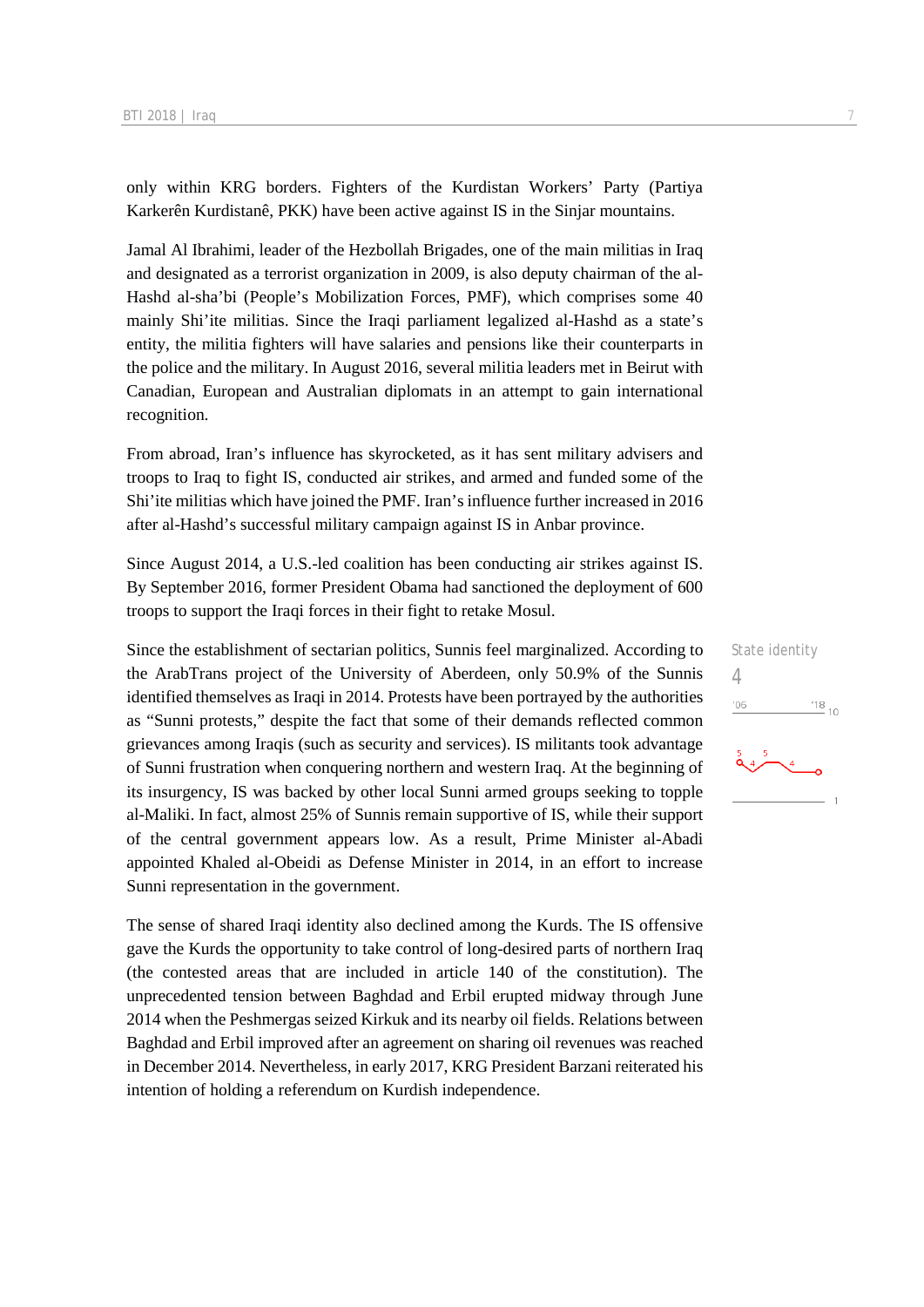only within KRG borders. Fighters of the Kurdistan Workers' Party (Partiya Karkerên Kurdistanê, PKK) have been active against IS in the Sinjar mountains.

Jamal Al Ibrahimi, leader of the Hezbollah Brigades, one of the main militias in Iraq and designated as a terrorist organization in 2009, is also deputy chairman of the al-Hashd al-sha'bi (People's Mobilization Forces, PMF), which comprises some 40 mainly Shi'ite militias. Since the Iraqi parliament legalized al-Hashd as a state's entity, the militia fighters will have salaries and pensions like their counterparts in the police and the military. In August 2016, several militia leaders met in Beirut with Canadian, European and Australian diplomats in an attempt to gain international recognition.

From abroad, Iran's influence has skyrocketed, as it has sent military advisers and troops to Iraq to fight IS, conducted air strikes, and armed and funded some of the Shi'ite militias which have joined the PMF. Iran's influence further increased in 2016 after al-Hashd's successful military campaign against IS in Anbar province.

Since August 2014, a U.S.-led coalition has been conducting air strikes against IS. By September 2016, former President Obama had sanctioned the deployment of 600 troops to support the Iraqi forces in their fight to retake Mosul.

State identity
4

Since the establishment of sectarian politics, Sunnis feel marginalized. According to the ArabTrans project of the University of Aberdeen, only 50.9% of the Sunnis identified themselves as Iraqi in 2014. Protests have been portrayed by the authorities as "Sunni protests," despite the fact that some of their demands reflected common grievances among Iraqis (such as security and services). IS militants took advantage of Sunni frustration when conquering northern and western Iraq. At the beginning of its insurgency, IS was backed by other local Sunni armed groups seeking to topple al-Maliki. In fact, almost 25% of Sunnis remain supportive of IS, while their support of the central government appears low. As a result, Prime Minister al-Abadi appointed Khaled al-Obeidi as Defense Minister in 2014, in an effort to increase Sunni representation in the government.

The sense of shared Iraqi identity also declined among the Kurds. The IS offensive gave the Kurds the opportunity to take control of long-desired parts of northern Iraq (the contested areas that are included in article 140 of the constitution). The unprecedented tension between Baghdad and Erbil erupted midway through June 2014 when the Peshmergas seized Kirkuk and its nearby oil fields. Relations between Baghdad and Erbil improved after an agreement on sharing oil revenues was reached in December 2014. Nevertheless, in early 2017, KRG President Barzani reiterated his intention of holding a referendum on Kurdish independence.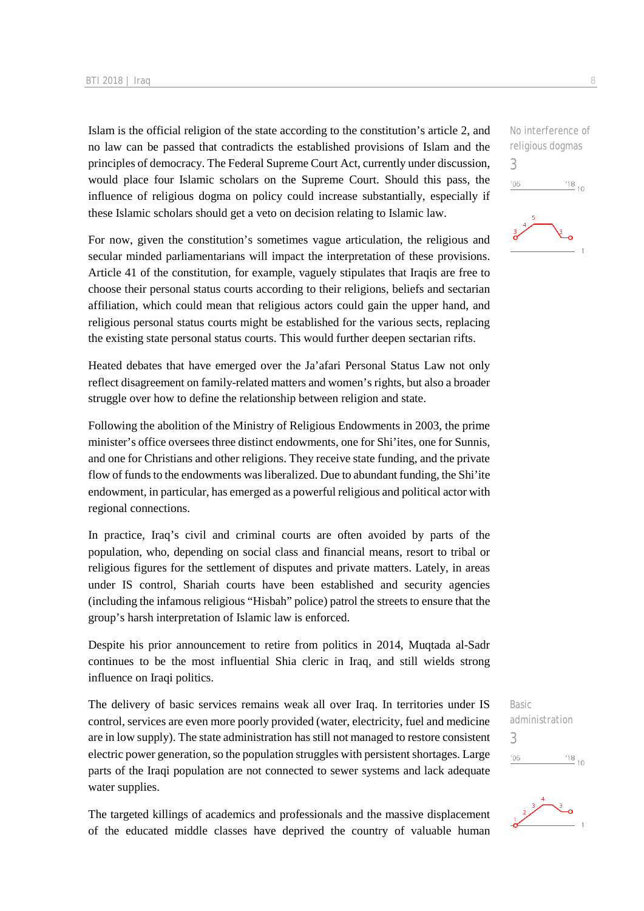Islam is the official religion of the state according to the constitution's article 2, and no law can be passed that contradicts the established provisions of Islam and the principles of democracy. The Federal Supreme Court Act, currently under discussion, would place four Islamic scholars on the Supreme Court. Should this pass, the influence of religious dogma on policy could increase substantially, especially if these Islamic scholars should get a veto on decision relating to Islamic law.

No interference of religious dogmas
3

For now, given the constitution's sometimes vague articulation, the religious and secular minded parliamentarians will impact the interpretation of these provisions. Article 41 of the constitution, for example, vaguely stipulates that Iraqis are free to choose their personal status courts according to their religions, beliefs and sectarian affiliation, which could mean that religious actors could gain the upper hand, and religious personal status courts might be established for the various sects, replacing the existing state personal status courts. This would further deepen sectarian rifts.

Heated debates that have emerged over the Ja'afari Personal Status Law not only reflect disagreement on family-related matters and women's rights, but also a broader struggle over how to define the relationship between religion and state.

Following the abolition of the Ministry of Religious Endowments in 2003, the prime minister's office oversees three distinct endowments, one for Shi'ites, one for Sunnis, and one for Christians and other religions. They receive state funding, and the private flow of funds to the endowments was liberalized. Due to abundant funding, the Shi'ite endowment, in particular, has emerged as a powerful religious and political actor with regional connections.

In practice, Iraq's civil and criminal courts are often avoided by parts of the population, who, depending on social class and financial means, resort to tribal or religious figures for the settlement of disputes and private matters. Lately, in areas under IS control, Shariah courts have been established and security agencies (including the infamous religious "Hisbah" police) patrol the streets to ensure that the group's harsh interpretation of Islamic law is enforced.

Despite his prior announcement to retire from politics in 2014, Muqtada al-Sadr continues to be the most influential Shia cleric in Iraq, and still wields strong influence on Iraqi politics.

The delivery of basic services remains weak all over Iraq. In territories under IS control, services are even more poorly provided (water, electricity, fuel and medicine are in low supply). The state administration has still not managed to restore consistent electric power generation, so the population struggles with persistent shortages. Large parts of the Iraqi population are not connected to sewer systems and lack adequate water supplies.

Basic administration
3

The targeted killings of academics and professionals and the massive displacement of the educated middle classes have deprived the country of valuable human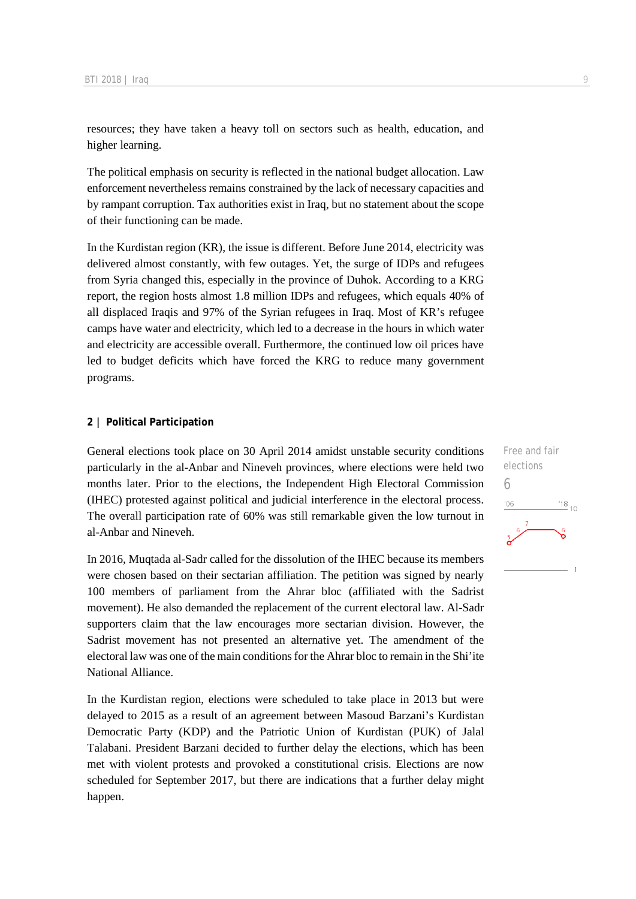resources; they have taken a heavy toll on sectors such as health, education, and higher learning.

The political emphasis on security is reflected in the national budget allocation. Law enforcement nevertheless remains constrained by the lack of necessary capacities and by rampant corruption. Tax authorities exist in Iraq, but no statement about the scope of their functioning can be made.

In the Kurdistan region (KR), the issue is different. Before June 2014, electricity was delivered almost constantly, with few outages. Yet, the surge of IDPs and refugees from Syria changed this, especially in the province of Duhok. According to a KRG report, the region hosts almost 1.8 million IDPs and refugees, which equals 40% of all displaced Iraqis and 97% of the Syrian refugees in Iraq. Most of KR's refugee camps have water and electricity, which led to a decrease in the hours in which water and electricity are accessible overall. Furthermore, the continued low oil prices have led to budget deficits which have forced the KRG to reduce many government programs.

## 2 | Political Participation

Free and fair elections
6

General elections took place on 30 April 2014 amidst unstable security conditions particularly in the al-Anbar and Nineveh provinces, where elections were held two months later. Prior to the elections, the Independent High Electoral Commission (IHEC) protested against political and judicial interference in the electoral process. The overall participation rate of 60% was still remarkable given the low turnout in al-Anbar and Nineveh.

In 2016, Muqtada al-Sadr called for the dissolution of the IHEC because its members were chosen based on their sectarian affiliation. The petition was signed by nearly 100 members of parliament from the Ahrar bloc (affiliated with the Sadrist movement). He also demanded the replacement of the current electoral law. Al-Sadr supporters claim that the law encourages more sectarian division. However, the Sadrist movement has not presented an alternative yet. The amendment of the electoral law was one of the main conditions for the Ahrar bloc to remain in the Shi'ite National Alliance.

In the Kurdistan region, elections were scheduled to take place in 2013 but were delayed to 2015 as a result of an agreement between Masoud Barzani's Kurdistan Democratic Party (KDP) and the Patriotic Union of Kurdistan (PUK) of Jalal Talabani. President Barzani decided to further delay the elections, which has been met with violent protests and provoked a constitutional crisis. Elections are now scheduled for September 2017, but there are indications that a further delay might happen.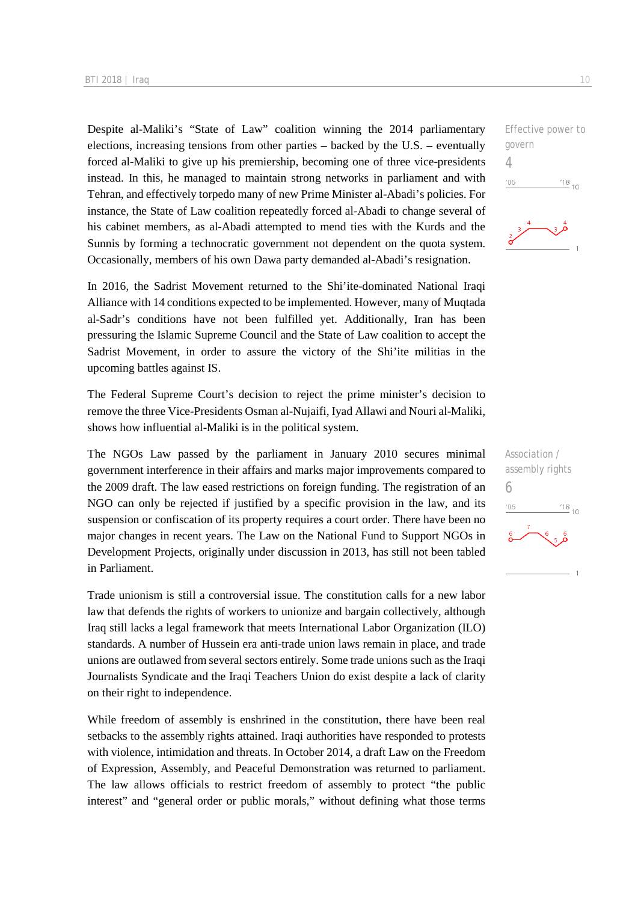Despite al-Maliki's "State of Law" coalition winning the 2014 parliamentary elections, increasing tensions from other parties – backed by the U.S. – eventually forced al-Maliki to give up his premiership, becoming one of three vice-presidents instead. In this, he managed to maintain strong networks in parliament and with Tehran, and effectively torpedo many of new Prime Minister al-Abadi's policies. For instance, the State of Law coalition repeatedly forced al-Abadi to change several of his cabinet members, as al-Abadi attempted to mend ties with the Kurds and the Sunnis by forming a technocratic government not dependent on the quota system. Occasionally, members of his own Dawa party demanded al-Abadi's resignation.

Effective power to govern
4

In 2016, the Sadrist Movement returned to the Shi'ite-dominated National Iraqi Alliance with 14 conditions expected to be implemented. However, many of Muqtada al-Sadr's conditions have not been fulfilled yet. Additionally, Iran has been pressuring the Islamic Supreme Council and the State of Law coalition to accept the Sadrist Movement, in order to assure the victory of the Shi'ite militias in the upcoming battles against IS.

The Federal Supreme Court's decision to reject the prime minister's decision to remove the three Vice-Presidents Osman al-Nujaifi, Iyad Allawi and Nouri al-Maliki, shows how influential al-Maliki is in the political system.

The NGOs Law passed by the parliament in January 2010 secures minimal government interference in their affairs and marks major improvements compared to the 2009 draft. The law eased restrictions on foreign funding. The registration of an NGO can only be rejected if justified by a specific provision in the law, and its suspension or confiscation of its property requires a court order. There have been no major changes in recent years. The Law on the National Fund to Support NGOs in Development Projects, originally under discussion in 2013, has still not been tabled in Parliament.

Association / assembly rights
6

Trade unionism is still a controversial issue. The constitution calls for a new labor law that defends the rights of workers to unionize and bargain collectively, although Iraq still lacks a legal framework that meets International Labor Organization (ILO) standards. A number of Hussein era anti-trade union laws remain in place, and trade unions are outlawed from several sectors entirely. Some trade unions such as the Iraqi Journalists Syndicate and the Iraqi Teachers Union do exist despite a lack of clarity on their right to independence.

While freedom of assembly is enshrined in the constitution, there have been real setbacks to the assembly rights attained. Iraqi authorities have responded to protests with violence, intimidation and threats. In October 2014, a draft Law on the Freedom of Expression, Assembly, and Peaceful Demonstration was returned to parliament. The law allows officials to restrict freedom of assembly to protect "the public interest" and "general order or public morals," without defining what those terms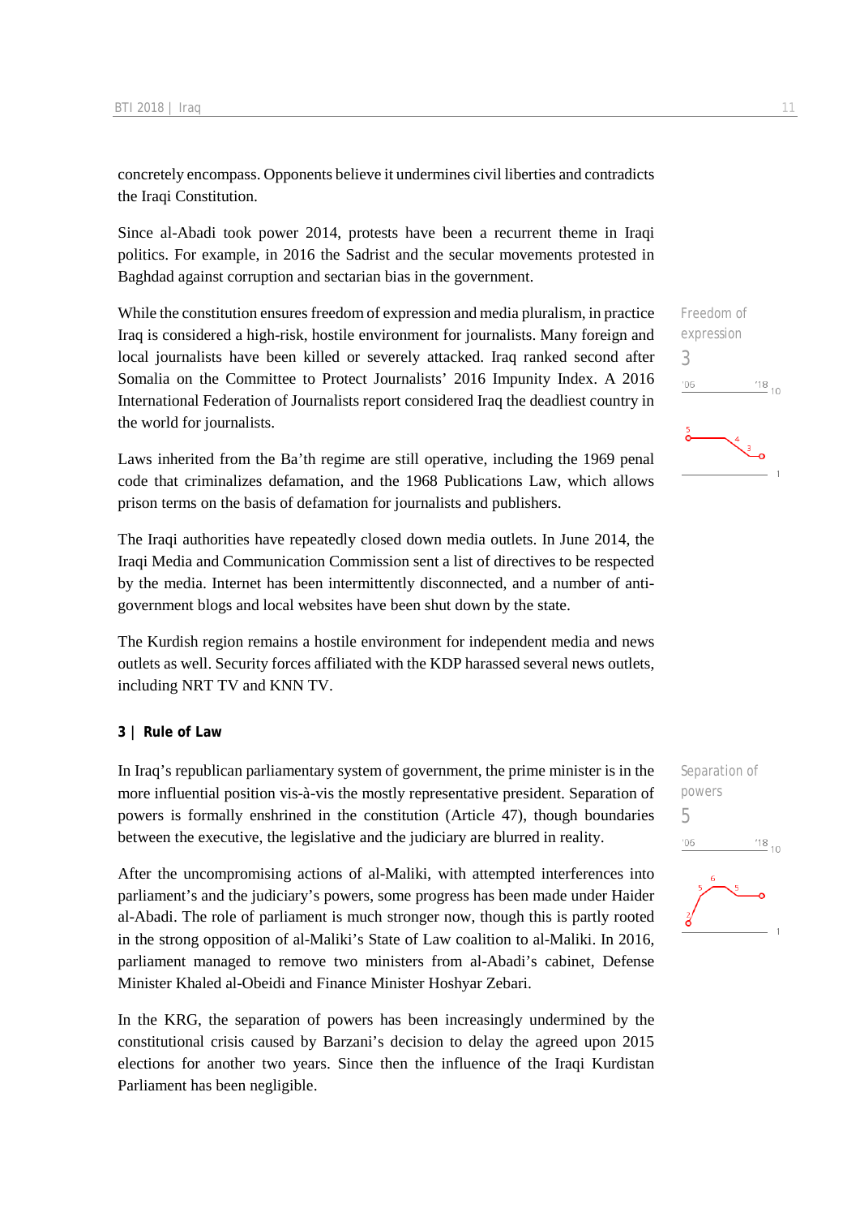concretely encompass. Opponents believe it undermines civil liberties and contradicts the Iraqi Constitution.

Since al-Abadi took power 2014, protests have been a recurrent theme in Iraqi politics. For example, in 2016 the Sadrist and the secular movements protested in Baghdad against corruption and sectarian bias in the government.

Freedom of expression
3

While the constitution ensures freedom of expression and media pluralism, in practice Iraq is considered a high-risk, hostile environment for journalists. Many foreign and local journalists have been killed or severely attacked. Iraq ranked second after Somalia on the Committee to Protect Journalists' 2016 Impunity Index. A 2016 International Federation of Journalists report considered Iraq the deadliest country in the world for journalists.

Laws inherited from the Ba'th regime are still operative, including the 1969 penal code that criminalizes defamation, and the 1968 Publications Law, which allows prison terms on the basis of defamation for journalists and publishers.

The Iraqi authorities have repeatedly closed down media outlets. In June 2014, the Iraqi Media and Communication Commission sent a list of directives to be respected by the media. Internet has been intermittently disconnected, and a number of anti-government blogs and local websites have been shut down by the state.

The Kurdish region remains a hostile environment for independent media and news outlets as well. Security forces affiliated with the KDP harassed several news outlets, including NRT TV and KNN TV.

## 3 | Rule of Law

Separation of powers
5

In Iraq's republican parliamentary system of government, the prime minister is in the more influential position vis-à-vis the mostly representative president. Separation of powers is formally enshrined in the constitution (Article 47), though boundaries between the executive, the legislative and the judiciary are blurred in reality.

After the uncompromising actions of al-Maliki, with attempted interferences into parliament's and the judiciary's powers, some progress has been made under Haider al-Abadi. The role of parliament is much stronger now, though this is partly rooted in the strong opposition of al-Maliki's State of Law coalition to al-Maliki. In 2016, parliament managed to remove two ministers from al-Abadi's cabinet, Defense Minister Khaled al-Obeidi and Finance Minister Hoshyar Zebari.

In the KRG, the separation of powers has been increasingly undermined by the constitutional crisis caused by Barzani's decision to delay the agreed upon 2015 elections for another two years. Since then the influence of the Iraqi Kurdistan Parliament has been negligible.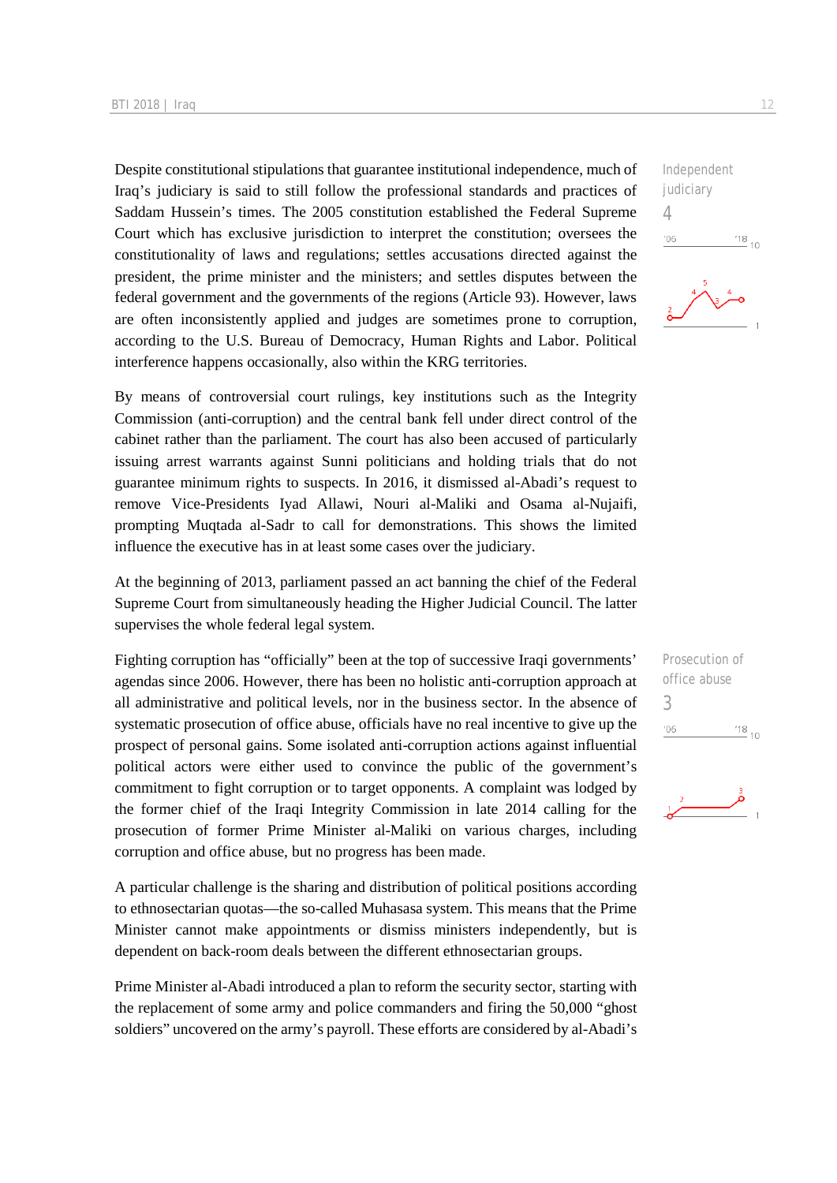Despite constitutional stipulations that guarantee institutional independence, much of Iraq's judiciary is said to still follow the professional standards and practices of Saddam Hussein's times. The 2005 constitution established the Federal Supreme Court which has exclusive jurisdiction to interpret the constitution; oversees the constitutionality of laws and regulations; settles accusations directed against the president, the prime minister and the ministers; and settles disputes between the federal government and the governments of the regions (Article 93). However, laws are often inconsistently applied and judges are sometimes prone to corruption, according to the U.S. Bureau of Democracy, Human Rights and Labor. Political interference happens occasionally, also within the KRG territories.

Independent judiciary
4

By means of controversial court rulings, key institutions such as the Integrity Commission (anti-corruption) and the central bank fell under direct control of the cabinet rather than the parliament. The court has also been accused of particularly issuing arrest warrants against Sunni politicians and holding trials that do not guarantee minimum rights to suspects. In 2016, it dismissed al-Abadi's request to remove Vice-Presidents Iyad Allawi, Nouri al-Maliki and Osama al-Nujaifi, prompting Muqtada al-Sadr to call for demonstrations. This shows the limited influence the executive has in at least some cases over the judiciary.

At the beginning of 2013, parliament passed an act banning the chief of the Federal Supreme Court from simultaneously heading the Higher Judicial Council. The latter supervises the whole federal legal system.

Fighting corruption has "officially" been at the top of successive Iraqi governments' agendas since 2006. However, there has been no holistic anti-corruption approach at all administrative and political levels, nor in the business sector. In the absence of systematic prosecution of office abuse, officials have no real incentive to give up the prospect of personal gains. Some isolated anti-corruption actions against influential political actors were either used to convince the public of the government's commitment to fight corruption or to target opponents. A complaint was lodged by the former chief of the Iraqi Integrity Commission in late 2014 calling for the prosecution of former Prime Minister al-Maliki on various charges, including corruption and office abuse, but no progress has been made.

Prosecution of office abuse
3

A particular challenge is the sharing and distribution of political positions according to ethnosectarian quotas—the so-called Muhasasa system. This means that the Prime Minister cannot make appointments or dismiss ministers independently, but is dependent on back-room deals between the different ethnosectarian groups.

Prime Minister al-Abadi introduced a plan to reform the security sector, starting with the replacement of some army and police commanders and firing the 50,000 "ghost soldiers" uncovered on the army's payroll. These efforts are considered by al-Abadi's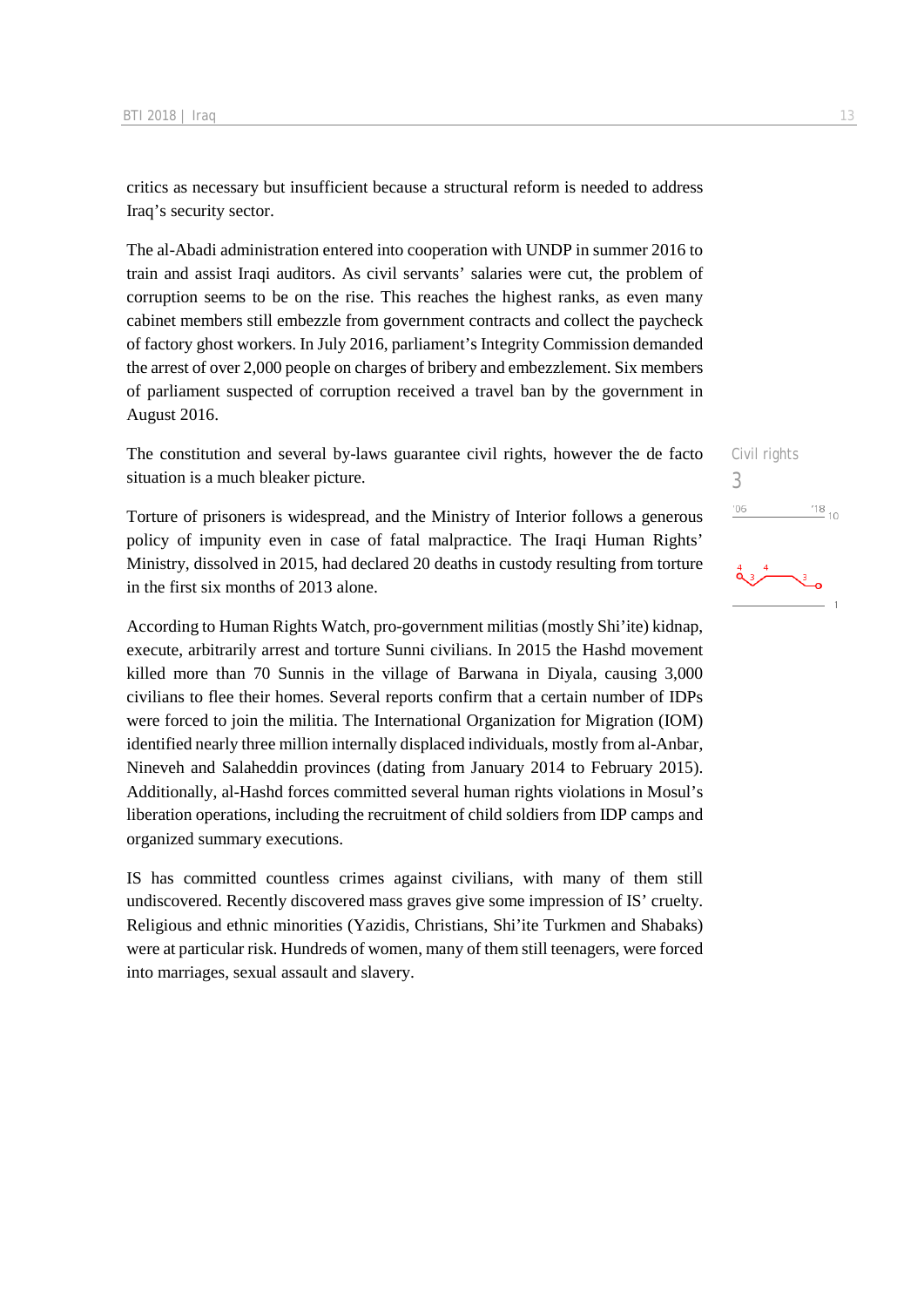critics as necessary but insufficient because a structural reform is needed to address Iraq's security sector.

The al-Abadi administration entered into cooperation with UNDP in summer 2016 to train and assist Iraqi auditors. As civil servants' salaries were cut, the problem of corruption seems to be on the rise. This reaches the highest ranks, as even many cabinet members still embezzle from government contracts and collect the paycheck of factory ghost workers. In July 2016, parliament's Integrity Commission demanded the arrest of over 2,000 people on charges of bribery and embezzlement. Six members of parliament suspected of corruption received a travel ban by the government in August 2016.

The constitution and several by-laws guarantee civil rights, however the de facto situation is a much bleaker picture.

Civil rights
3

Torture of prisoners is widespread, and the Ministry of Interior follows a generous policy of impunity even in case of fatal malpractice. The Iraqi Human Rights' Ministry, dissolved in 2015, had declared 20 deaths in custody resulting from torture in the first six months of 2013 alone.

According to Human Rights Watch, pro-government militias (mostly Shi'ite) kidnap, execute, arbitrarily arrest and torture Sunni civilians. In 2015 the Hashd movement killed more than 70 Sunnis in the village of Barwana in Diyala, causing 3,000 civilians to flee their homes. Several reports confirm that a certain number of IDPs were forced to join the militia. The International Organization for Migration (IOM) identified nearly three million internally displaced individuals, mostly from al-Anbar, Nineveh and Salaheddin provinces (dating from January 2014 to February 2015). Additionally, al-Hashd forces committed several human rights violations in Mosul's liberation operations, including the recruitment of child soldiers from IDP camps and organized summary executions.

IS has committed countless crimes against civilians, with many of them still undiscovered. Recently discovered mass graves give some impression of IS' cruelty. Religious and ethnic minorities (Yazidis, Christians, Shi'ite Turkmen and Shabaks) were at particular risk. Hundreds of women, many of them still teenagers, were forced into marriages, sexual assault and slavery.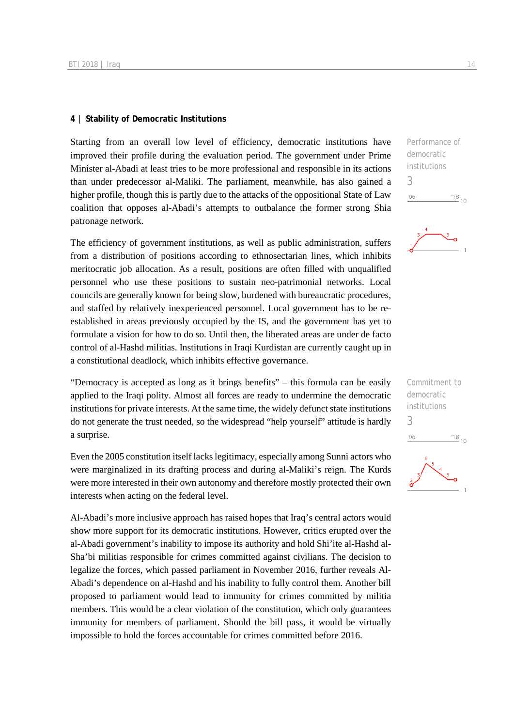## 4 | Stability of Democratic Institutions

Starting from an overall low level of efficiency, democratic institutions have improved their profile during the evaluation period. The government under Prime Minister al-Abadi at least tries to be more professional and responsible in its actions than under predecessor al-Maliki. The parliament, meanwhile, has also gained a higher profile, though this is partly due to the attacks of the oppositional State of Law coalition that opposes al-Abadi's attempts to outbalance the former strong Shia patronage network.

Performance of democratic institutions
3

The efficiency of government institutions, as well as public administration, suffers from a distribution of positions according to ethnosectarian lines, which inhibits meritocratic job allocation. As a result, positions are often filled with unqualified personnel who use these positions to sustain neo-patrimonial networks. Local councils are generally known for being slow, burdened with bureaucratic procedures, and staffed by relatively inexperienced personnel. Local government has to be re-established in areas previously occupied by the IS, and the government has yet to formulate a vision for how to do so. Until then, the liberated areas are under de facto control of al-Hashd militias. Institutions in Iraqi Kurdistan are currently caught up in a constitutional deadlock, which inhibits effective governance.

"Democracy is accepted as long as it brings benefits" – this formula can be easily applied to the Iraqi polity. Almost all forces are ready to undermine the democratic institutions for private interests. At the same time, the widely defunct state institutions do not generate the trust needed, so the widespread "help yourself" attitude is hardly a surprise.

Commitment to democratic institutions
3

Even the 2005 constitution itself lacks legitimacy, especially among Sunni actors who were marginalized in its drafting process and during al-Maliki's reign. The Kurds were more interested in their own autonomy and therefore mostly protected their own interests when acting on the federal level.

Al-Abadi's more inclusive approach has raised hopes that Iraq's central actors would show more support for its democratic institutions. However, critics erupted over the al-Abadi government's inability to impose its authority and hold Shi'ite al-Hashd al-Sha'bi militias responsible for crimes committed against civilians. The decision to legalize the forces, which passed parliament in November 2016, further reveals Al-Abadi's dependence on al-Hashd and his inability to fully control them. Another bill proposed to parliament would lead to immunity for crimes committed by militia members. This would be a clear violation of the constitution, which only guarantees immunity for members of parliament. Should the bill pass, it would be virtually impossible to hold the forces accountable for crimes committed before 2016.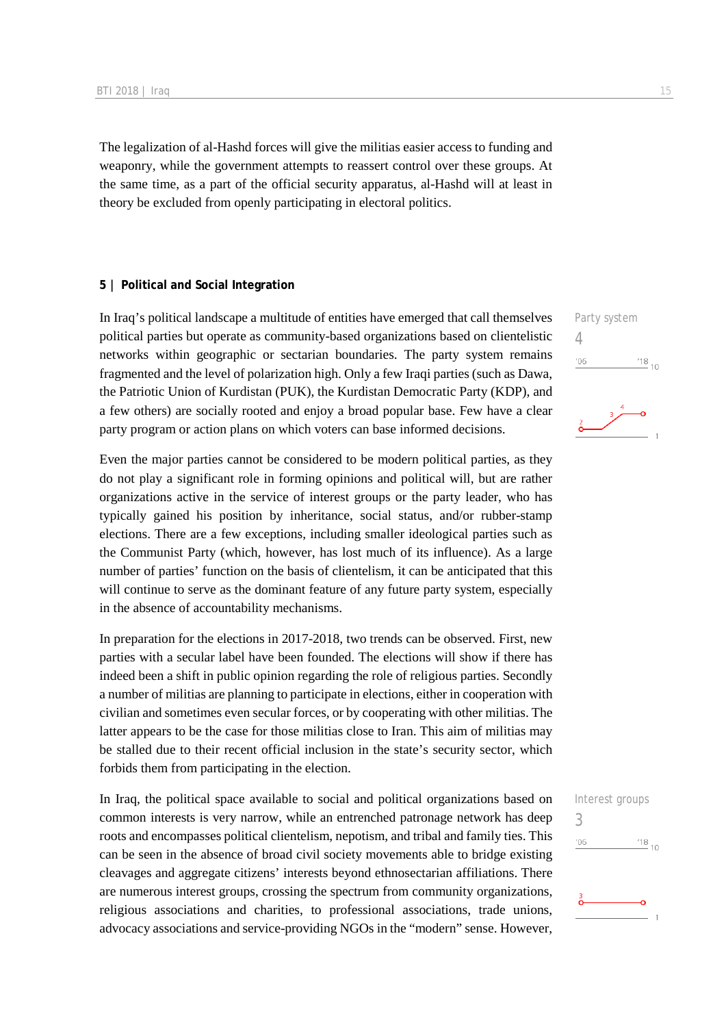The legalization of al-Hashd forces will give the militias easier access to funding and weaponry, while the government attempts to reassert control over these groups. At the same time, as a part of the official security apparatus, al-Hashd will at least in theory be excluded from openly participating in electoral politics.

## 5 | Political and Social Integration

Party system
4

In Iraq's political landscape a multitude of entities have emerged that call themselves political parties but operate as community-based organizations based on clientelistic networks within geographic or sectarian boundaries. The party system remains fragmented and the level of polarization high. Only a few Iraqi parties (such as Dawa, the Patriotic Union of Kurdistan (PUK), the Kurdistan Democratic Party (KDP), and a few others) are socially rooted and enjoy a broad popular base. Few have a clear party program or action plans on which voters can base informed decisions.

Even the major parties cannot be considered to be modern political parties, as they do not play a significant role in forming opinions and political will, but are rather organizations active in the service of interest groups or the party leader, who has typically gained his position by inheritance, social status, and/or rubber-stamp elections. There are a few exceptions, including smaller ideological parties such as the Communist Party (which, however, has lost much of its influence). As a large number of parties' function on the basis of clientelism, it can be anticipated that this will continue to serve as the dominant feature of any future party system, especially in the absence of accountability mechanisms.

In preparation for the elections in 2017-2018, two trends can be observed. First, new parties with a secular label have been founded. The elections will show if there has indeed been a shift in public opinion regarding the role of religious parties. Secondly a number of militias are planning to participate in elections, either in cooperation with civilian and sometimes even secular forces, or by cooperating with other militias. The latter appears to be the case for those militias close to Iran. This aim of militias may be stalled due to their recent official inclusion in the state's security sector, which forbids them from participating in the election.

Interest groups
3

In Iraq, the political space available to social and political organizations based on common interests is very narrow, while an entrenched patronage network has deep roots and encompasses political clientelism, nepotism, and tribal and family ties. This can be seen in the absence of broad civil society movements able to bridge existing cleavages and aggregate citizens' interests beyond ethnosectarian affiliations. There are numerous interest groups, crossing the spectrum from community organizations, religious associations and charities, to professional associations, trade unions, advocacy associations and service-providing NGOs in the "modern" sense. However,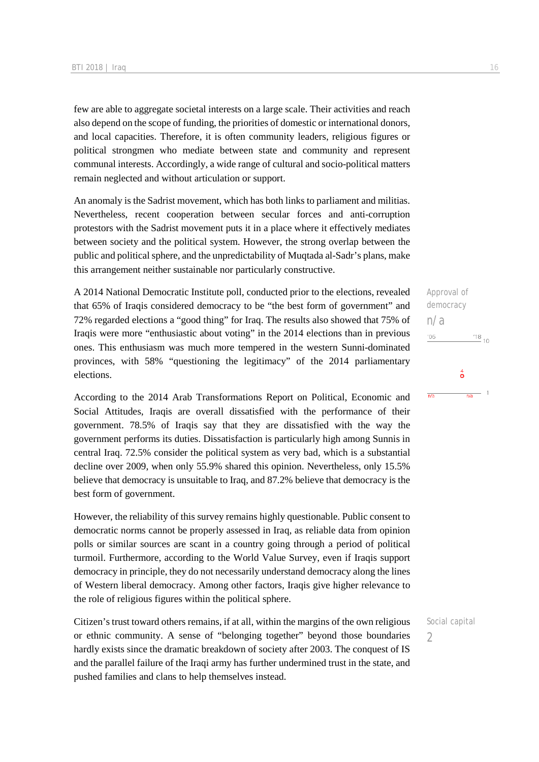few are able to aggregate societal interests on a large scale. Their activities and reach also depend on the scope of funding, the priorities of domestic or international donors, and local capacities. Therefore, it is often community leaders, religious figures or political strongmen who mediate between state and community and represent communal interests. Accordingly, a wide range of cultural and socio-political matters remain neglected and without articulation or support.

An anomaly is the Sadrist movement, which has both links to parliament and militias. Nevertheless, recent cooperation between secular forces and anti-corruption protestors with the Sadrist movement puts it in a place where it effectively mediates between society and the political system. However, the strong overlap between the public and political sphere, and the unpredictability of Muqtada al-Sadr's plans, make this arrangement neither sustainable nor particularly constructive.

Approval of democracy
n/a

A 2014 National Democratic Institute poll, conducted prior to the elections, revealed that 65% of Iraqis considered democracy to be "the best form of government" and 72% regarded elections a "good thing" for Iraq. The results also showed that 75% of Iraqis were more "enthusiastic about voting" in the 2014 elections than in previous ones. This enthusiasm was much more tempered in the western Sunni-dominated provinces, with 58% "questioning the legitimacy" of the 2014 parliamentary elections.

According to the 2014 Arab Transformations Report on Political, Economic and Social Attitudes, Iraqis are overall dissatisfied with the performance of their government. 78.5% of Iraqis say that they are dissatisfied with the way the government performs its duties. Dissatisfaction is particularly high among Sunnis in central Iraq. 72.5% consider the political system as very bad, which is a substantial decline over 2009, when only 55.9% shared this opinion. Nevertheless, only 15.5% believe that democracy is unsuitable to Iraq, and 87.2% believe that democracy is the best form of government.

However, the reliability of this survey remains highly questionable. Public consent to democratic norms cannot be properly assessed in Iraq, as reliable data from opinion polls or similar sources are scant in a country going through a period of political turmoil. Furthermore, according to the World Value Survey, even if Iraqis support democracy in principle, they do not necessarily understand democracy along the lines of Western liberal democracy. Among other factors, Iraqis give higher relevance to the role of religious figures within the political sphere.

Social capital
2

Citizen's trust toward others remains, if at all, within the margins of the own religious or ethnic community. A sense of "belonging together" beyond those boundaries hardly exists since the dramatic breakdown of society after 2003. The conquest of IS and the parallel failure of the Iraqi army has further undermined trust in the state, and pushed families and clans to help themselves instead.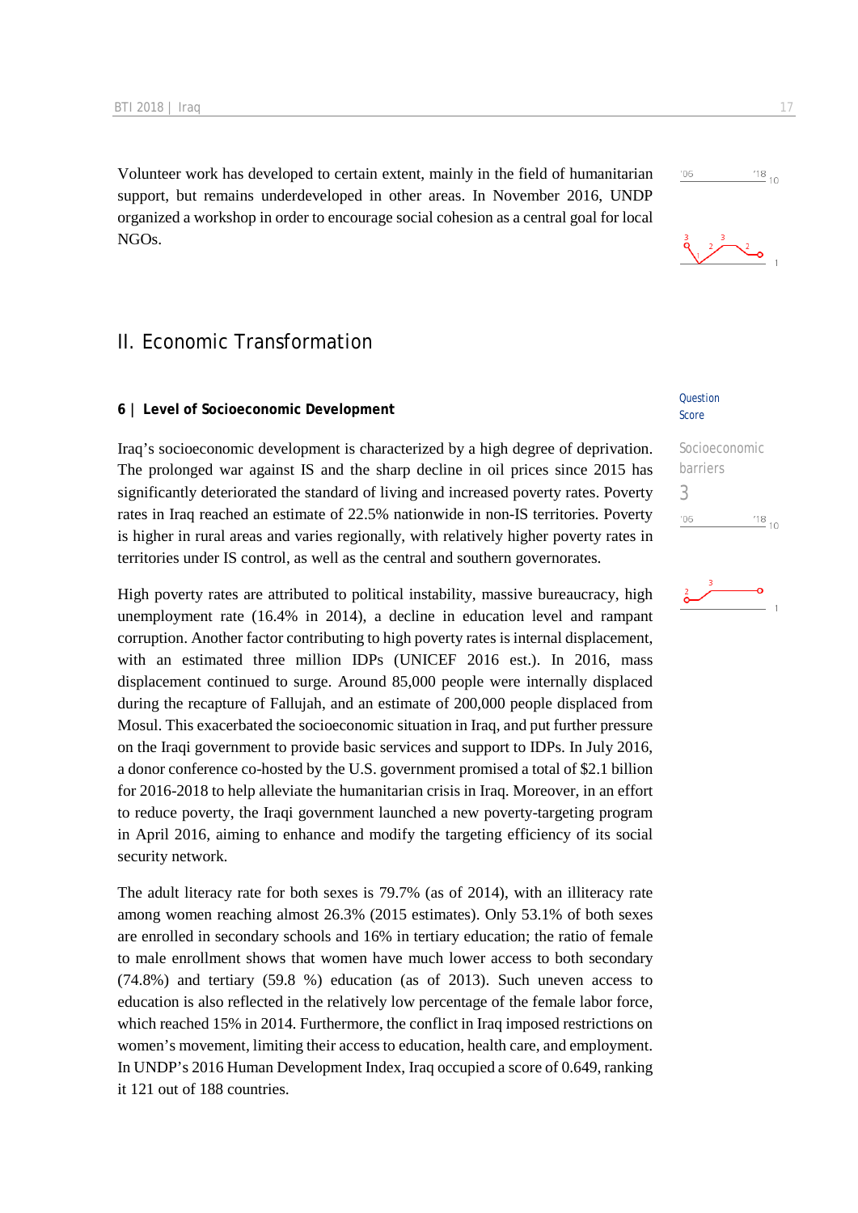Volunteer work has developed to certain extent, mainly in the field of humanitarian support, but remains underdeveloped in other areas. In November 2016, UNDP organized a workshop in order to encourage social cohesion as a central goal for local NGOs.

## II. Economic Transformation

### 6 | Level of Socioeconomic Development

Question Score

Socioeconomic barriers

3

Iraq's socioeconomic development is characterized by a high degree of deprivation. The prolonged war against IS and the sharp decline in oil prices since 2015 has significantly deteriorated the standard of living and increased poverty rates. Poverty rates in Iraq reached an estimate of 22.5% nationwide in non-IS territories. Poverty is higher in rural areas and varies regionally, with relatively higher poverty rates in territories under IS control, as well as the central and southern governorates.

High poverty rates are attributed to political instability, massive bureaucracy, high unemployment rate (16.4% in 2014), a decline in education level and rampant corruption. Another factor contributing to high poverty rates is internal displacement, with an estimated three million IDPs (UNICEF 2016 est.). In 2016, mass displacement continued to surge. Around 85,000 people were internally displaced during the recapture of Fallujah, and an estimate of 200,000 people displaced from Mosul. This exacerbated the socioeconomic situation in Iraq, and put further pressure on the Iraqi government to provide basic services and support to IDPs. In July 2016, a donor conference co-hosted by the U.S. government promised a total of $2.1 billion for 2016-2018 to help alleviate the humanitarian crisis in Iraq. Moreover, in an effort to reduce poverty, the Iraqi government launched a new poverty-targeting program in April 2016, aiming to enhance and modify the targeting efficiency of its social security network.

The adult literacy rate for both sexes is 79.7% (as of 2014), with an illiteracy rate among women reaching almost 26.3% (2015 estimates). Only 53.1% of both sexes are enrolled in secondary schools and 16% in tertiary education; the ratio of female to male enrollment shows that women have much lower access to both secondary (74.8%) and tertiary (59.8 %) education (as of 2013). Such uneven access to education is also reflected in the relatively low percentage of the female labor force, which reached 15% in 2014. Furthermore, the conflict in Iraq imposed restrictions on women's movement, limiting their access to education, health care, and employment. In UNDP's 2016 Human Development Index, Iraq occupied a score of 0.649, ranking it 121 out of 188 countries.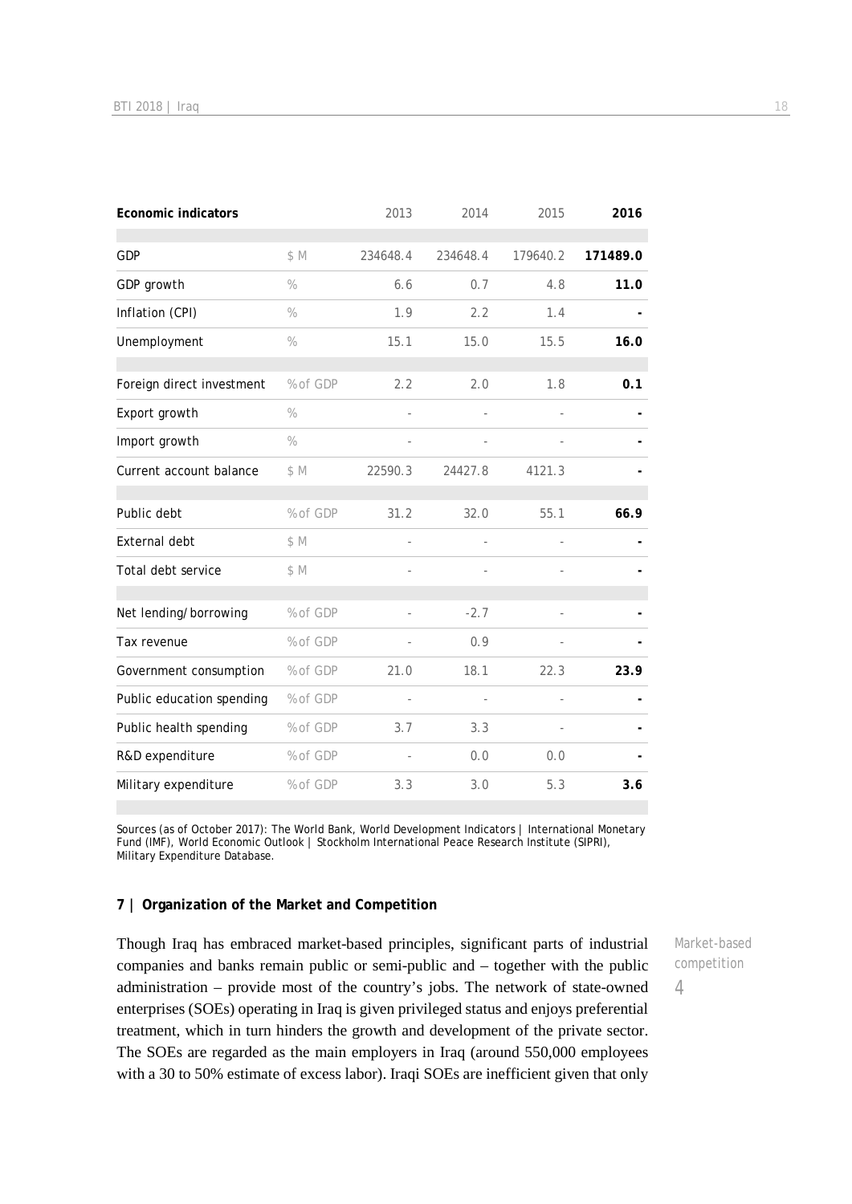| Economic indicators | | 2013 | 2014 | 2015 | 2016 |
|---|---|---|---|---|---|
| GDP | $ M | 234648.4 | 234648.4 | 179640.2 | 171489.0 |
| GDP growth | % | 6.6 | 0.7 | 4.8 | 11.0 |
| Inflation (CPI) | % | 1.9 | 2.2 | 1.4 | - |
| Unemployment | % | 15.1 | 15.0 | 15.5 | 16.0 |
| Foreign direct investment | % of GDP | 2.2 | 2.0 | 1.8 | 0.1 |
| Export growth | % | - | - | - | - |
| Import growth | % | - | - | - | - |
| Current account balance | $ M | 22590.3 | 24427.8 | 4121.3 | - |
| Public debt | % of GDP | 31.2 | 32.0 | 55.1 | 66.9 |
| External debt | $ M | - | - | - | - |
| Total debt service | $ M | - | - | - | - |
| Net lending/borrowing | % of GDP | - | -2.7 | - | - |
| Tax revenue | % of GDP | - | 0.9 | - | - |
| Government consumption | % of GDP | 21.0 | 18.1 | 22.3 | 23.9 |
| Public education spending | % of GDP | - | - | - | - |
| Public health spending | % of GDP | 3.7 | 3.3 | - | - |
| R&D expenditure | % of GDP | - | 0.0 | 0.0 | - |
| Military expenditure | % of GDP | 3.3 | 3.0 | 5.3 | 3.6 |

Sources (as of October 2017): The World Bank, World Development Indicators | International Monetary Fund (IMF), World Economic Outlook | Stockholm International Peace Research Institute (SIPRI), Military Expenditure Database.

## 7 | Organization of the Market and Competition

Market-based competition
4

Though Iraq has embraced market-based principles, significant parts of industrial companies and banks remain public or semi-public and – together with the public administration – provide most of the country's jobs. The network of state-owned enterprises (SOEs) operating in Iraq is given privileged status and enjoys preferential treatment, which in turn hinders the growth and development of the private sector. The SOEs are regarded as the main employers in Iraq (around 550,000 employees with a 30 to 50% estimate of excess labor). Iraqi SOEs are inefficient given that only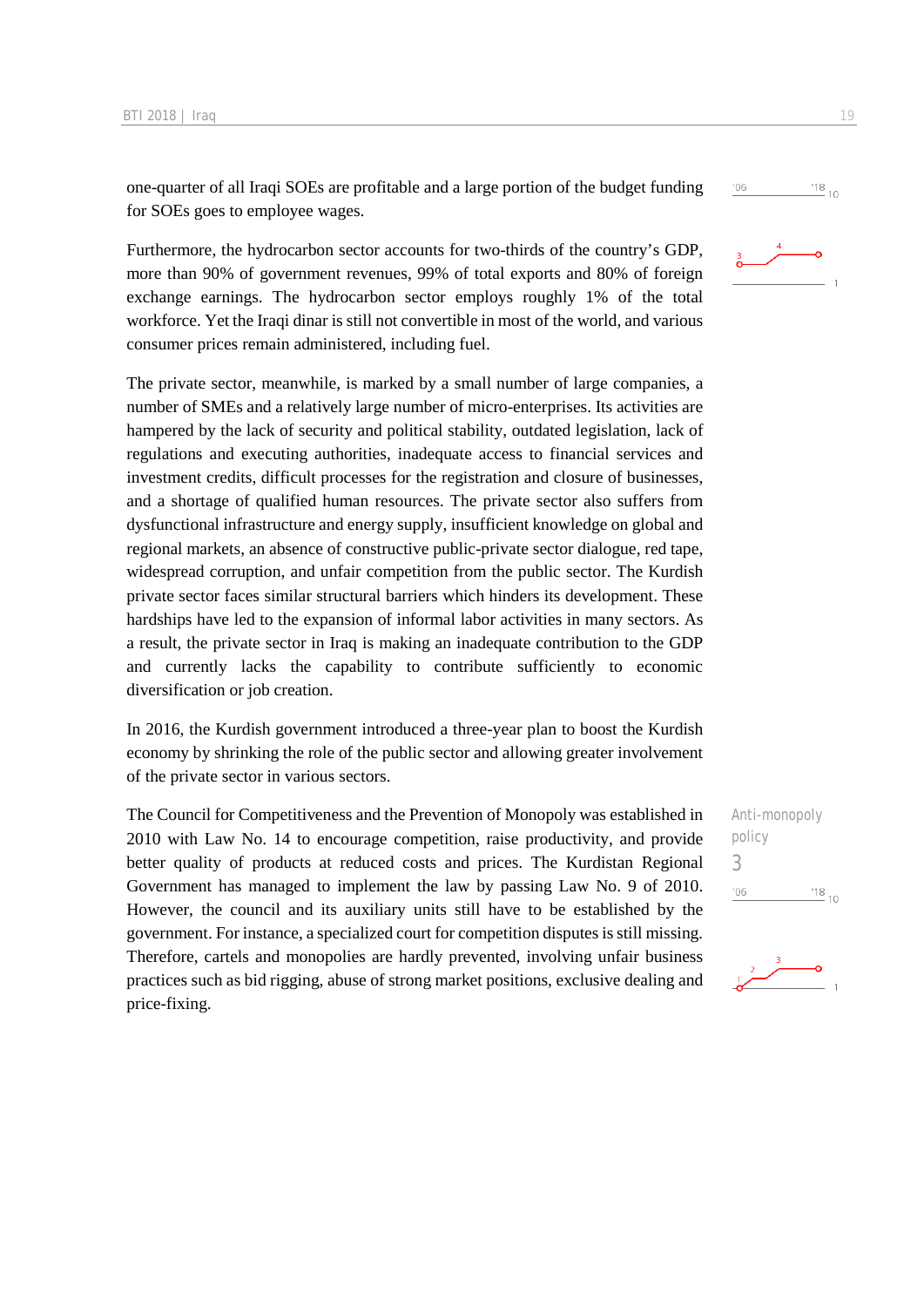one-quarter of all Iraqi SOEs are profitable and a large portion of the budget funding for SOEs goes to employee wages.

Furthermore, the hydrocarbon sector accounts for two-thirds of the country's GDP, more than 90% of government revenues, 99% of total exports and 80% of foreign exchange earnings. The hydrocarbon sector employs roughly 1% of the total workforce. Yet the Iraqi dinar is still not convertible in most of the world, and various consumer prices remain administered, including fuel.

The private sector, meanwhile, is marked by a small number of large companies, a number of SMEs and a relatively large number of micro-enterprises. Its activities are hampered by the lack of security and political stability, outdated legislation, lack of regulations and executing authorities, inadequate access to financial services and investment credits, difficult processes for the registration and closure of businesses, and a shortage of qualified human resources. The private sector also suffers from dysfunctional infrastructure and energy supply, insufficient knowledge on global and regional markets, an absence of constructive public-private sector dialogue, red tape, widespread corruption, and unfair competition from the public sector. The Kurdish private sector faces similar structural barriers which hinders its development. These hardships have led to the expansion of informal labor activities in many sectors. As a result, the private sector in Iraq is making an inadequate contribution to the GDP and currently lacks the capability to contribute sufficiently to economic diversification or job creation.

In 2016, the Kurdish government introduced a three-year plan to boost the Kurdish economy by shrinking the role of the public sector and allowing greater involvement of the private sector in various sectors.

Anti-monopoly policy
3

The Council for Competitiveness and the Prevention of Monopoly was established in 2010 with Law No. 14 to encourage competition, raise productivity, and provide better quality of products at reduced costs and prices. The Kurdistan Regional Government has managed to implement the law by passing Law No. 9 of 2010. However, the council and its auxiliary units still have to be established by the government. For instance, a specialized court for competition disputes is still missing. Therefore, cartels and monopolies are hardly prevented, involving unfair business practices such as bid rigging, abuse of strong market positions, exclusive dealing and price-fixing.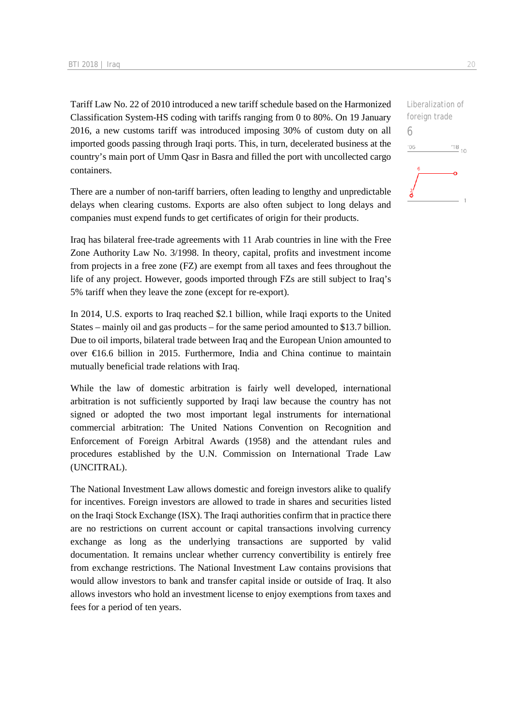Tariff Law No. 22 of 2010 introduced a new tariff schedule based on the Harmonized Classification System-HS coding with tariffs ranging from 0 to 80%. On 19 January 2016, a new customs tariff was introduced imposing 30% of custom duty on all imported goods passing through Iraqi ports. This, in turn, decelerated business at the country's main port of Umm Qasr in Basra and filled the port with uncollected cargo containers.

Liberalization of foreign trade

6

There are a number of non-tariff barriers, often leading to lengthy and unpredictable delays when clearing customs. Exports are also often subject to long delays and companies must expend funds to get certificates of origin for their products.

Iraq has bilateral free-trade agreements with 11 Arab countries in line with the Free Zone Authority Law No. 3/1998. In theory, capital, profits and investment income from projects in a free zone (FZ) are exempt from all taxes and fees throughout the life of any project. However, goods imported through FZs are still subject to Iraq's 5% tariff when they leave the zone (except for re-export).

In 2014, U.S. exports to Iraq reached $2.1 billion, while Iraqi exports to the United States – mainly oil and gas products – for the same period amounted to $13.7 billion. Due to oil imports, bilateral trade between Iraq and the European Union amounted to over €16.6 billion in 2015. Furthermore, India and China continue to maintain mutually beneficial trade relations with Iraq.

While the law of domestic arbitration is fairly well developed, international arbitration is not sufficiently supported by Iraqi law because the country has not signed or adopted the two most important legal instruments for international commercial arbitration: The United Nations Convention on Recognition and Enforcement of Foreign Arbitral Awards (1958) and the attendant rules and procedures established by the U.N. Commission on International Trade Law (UNCITRAL).

The National Investment Law allows domestic and foreign investors alike to qualify for incentives. Foreign investors are allowed to trade in shares and securities listed on the Iraqi Stock Exchange (ISX). The Iraqi authorities confirm that in practice there are no restrictions on current account or capital transactions involving currency exchange as long as the underlying transactions are supported by valid documentation. It remains unclear whether currency convertibility is entirely free from exchange restrictions. The National Investment Law contains provisions that would allow investors to bank and transfer capital inside or outside of Iraq. It also allows investors who hold an investment license to enjoy exemptions from taxes and fees for a period of ten years.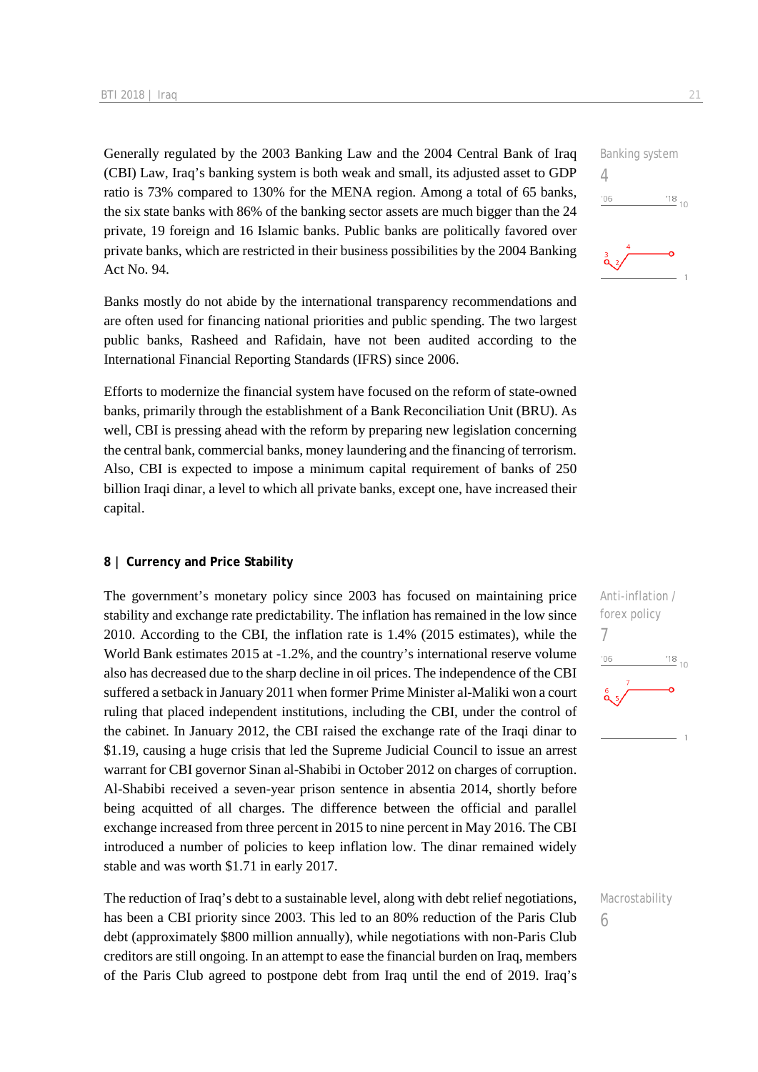Generally regulated by the 2003 Banking Law and the 2004 Central Bank of Iraq (CBI) Law, Iraq's banking system is both weak and small, its adjusted asset to GDP ratio is 73% compared to 130% for the MENA region. Among a total of 65 banks, the six state banks with 86% of the banking sector assets are much bigger than the 24 private, 19 foreign and 16 Islamic banks. Public banks are politically favored over private banks, which are restricted in their business possibilities by the 2004 Banking Act No. 94.

Banking system
4

Banks mostly do not abide by the international transparency recommendations and are often used for financing national priorities and public spending. The two largest public banks, Rasheed and Rafidain, have not been audited according to the International Financial Reporting Standards (IFRS) since 2006.

Efforts to modernize the financial system have focused on the reform of state-owned banks, primarily through the establishment of a Bank Reconciliation Unit (BRU). As well, CBI is pressing ahead with the reform by preparing new legislation concerning the central bank, commercial banks, money laundering and the financing of terrorism. Also, CBI is expected to impose a minimum capital requirement of banks of 250 billion Iraqi dinar, a level to which all private banks, except one, have increased their capital.

## 8 | Currency and Price Stability

The government's monetary policy since 2003 has focused on maintaining price stability and exchange rate predictability. The inflation has remained in the low since 2010. According to the CBI, the inflation rate is 1.4% (2015 estimates), while the World Bank estimates 2015 at -1.2%, and the country's international reserve volume also has decreased due to the sharp decline in oil prices. The independence of the CBI suffered a setback in January 2011 when former Prime Minister al-Maliki won a court ruling that placed independent institutions, including the CBI, under the control of the cabinet. In January 2012, the CBI raised the exchange rate of the Iraqi dinar to $1.19, causing a huge crisis that led the Supreme Judicial Council to issue an arrest warrant for CBI governor Sinan al-Shabibi in October 2012 on charges of corruption. Al-Shabibi received a seven-year prison sentence in absentia 2014, shortly before being acquitted of all charges. The difference between the official and parallel exchange increased from three percent in 2015 to nine percent in May 2016. The CBI introduced a number of policies to keep inflation low. The dinar remained widely stable and was worth $1.71 in early 2017.

Anti-inflation / forex policy
7

The reduction of Iraq's debt to a sustainable level, along with debt relief negotiations, has been a CBI priority since 2003. This led to an 80% reduction of the Paris Club debt (approximately $800 million annually), while negotiations with non-Paris Club creditors are still ongoing. In an attempt to ease the financial burden on Iraq, members of the Paris Club agreed to postpone debt from Iraq until the end of 2019. Iraq's

Macrostability
6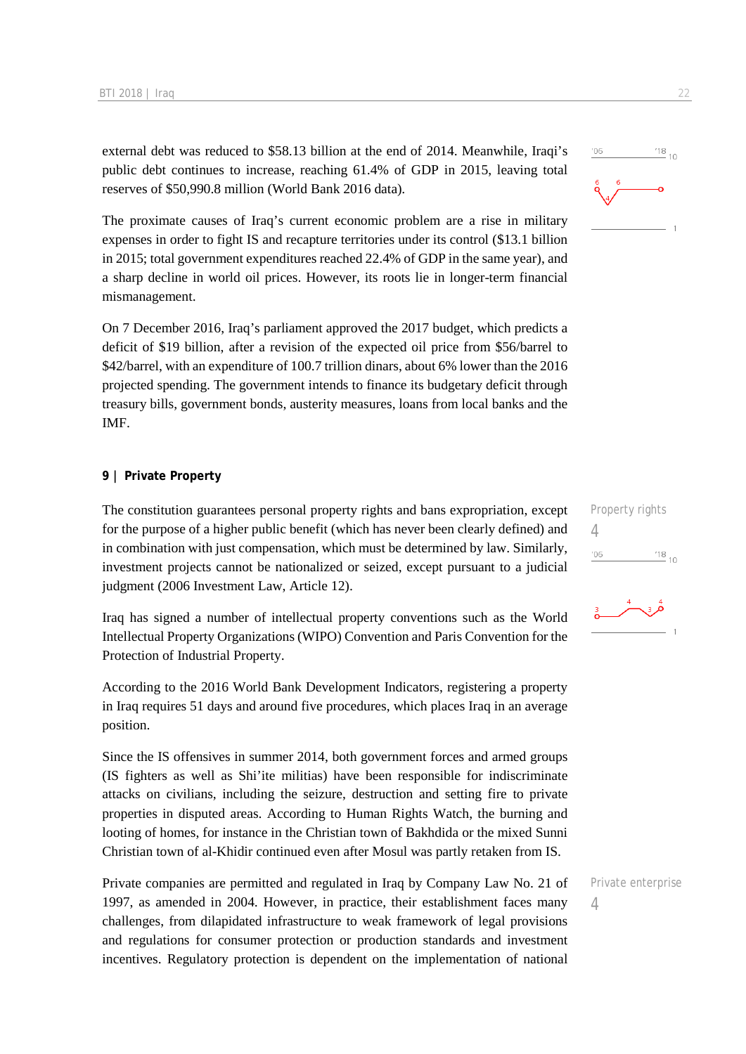external debt was reduced to $58.13 billion at the end of 2014. Meanwhile, Iraqi's public debt continues to increase, reaching 61.4% of GDP in 2015, leaving total reserves of $50,990.8 million (World Bank 2016 data).

The proximate causes of Iraq's current economic problem are a rise in military expenses in order to fight IS and recapture territories under its control ($13.1 billion in 2015; total government expenditures reached 22.4% of GDP in the same year), and a sharp decline in world oil prices. However, its roots lie in longer-term financial mismanagement.

On 7 December 2016, Iraq's parliament approved the 2017 budget, which predicts a deficit of $19 billion, after a revision of the expected oil price from $56/barrel to $42/barrel, with an expenditure of 100.7 trillion dinars, about 6% lower than the 2016 projected spending. The government intends to finance its budgetary deficit through treasury bills, government bonds, austerity measures, loans from local banks and the IMF.

## 9 | Private Property

Property rights
4

The constitution guarantees personal property rights and bans expropriation, except for the purpose of a higher public benefit (which has never been clearly defined) and in combination with just compensation, which must be determined by law. Similarly, investment projects cannot be nationalized or seized, except pursuant to a judicial judgment (2006 Investment Law, Article 12).

Iraq has signed a number of intellectual property conventions such as the World Intellectual Property Organizations (WIPO) Convention and Paris Convention for the Protection of Industrial Property.

According to the 2016 World Bank Development Indicators, registering a property in Iraq requires 51 days and around five procedures, which places Iraq in an average position.

Since the IS offensives in summer 2014, both government forces and armed groups (IS fighters as well as Shi'ite militias) have been responsible for indiscriminate attacks on civilians, including the seizure, destruction and setting fire to private properties in disputed areas. According to Human Rights Watch, the burning and looting of homes, for instance in the Christian town of Bakhdida or the mixed Sunni Christian town of al-Khidir continued even after Mosul was partly retaken from IS.

Private enterprise
4

Private companies are permitted and regulated in Iraq by Company Law No. 21 of 1997, as amended in 2004. However, in practice, their establishment faces many challenges, from dilapidated infrastructure to weak framework of legal provisions and regulations for consumer protection or production standards and investment incentives. Regulatory protection is dependent on the implementation of national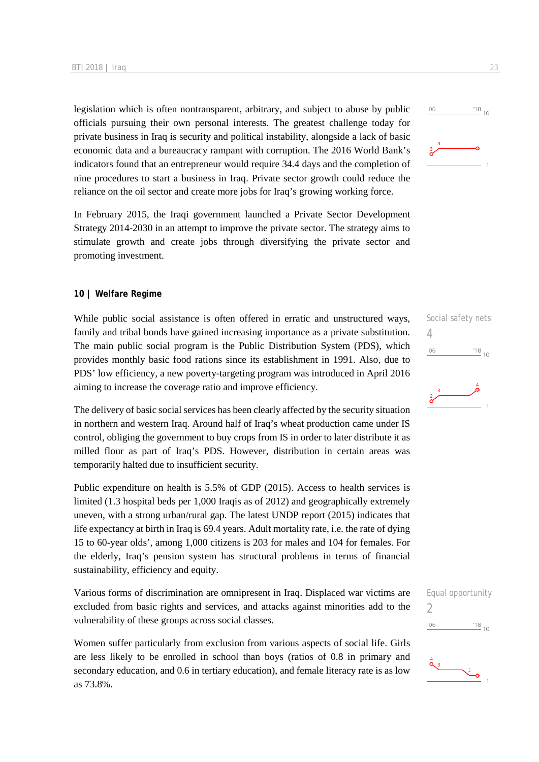legislation which is often nontransparent, arbitrary, and subject to abuse by public officials pursuing their own personal interests. The greatest challenge today for private business in Iraq is security and political instability, alongside a lack of basic economic data and a bureaucracy rampant with corruption. The 2016 World Bank's indicators found that an entrepreneur would require 34.4 days and the completion of nine procedures to start a business in Iraq. Private sector growth could reduce the reliance on the oil sector and create more jobs for Iraq's growing working force.

In February 2015, the Iraqi government launched a Private Sector Development Strategy 2014-2030 in an attempt to improve the private sector. The strategy aims to stimulate growth and create jobs through diversifying the private sector and promoting investment.

## 10 | Welfare Regime

Social safety nets
4

While public social assistance is often offered in erratic and unstructured ways, family and tribal bonds have gained increasing importance as a private substitution. The main public social program is the Public Distribution System (PDS), which provides monthly basic food rations since its establishment in 1991. Also, due to PDS' low efficiency, a new poverty-targeting program was introduced in April 2016 aiming to increase the coverage ratio and improve efficiency.

The delivery of basic social services has been clearly affected by the security situation in northern and western Iraq. Around half of Iraq's wheat production came under IS control, obliging the government to buy crops from IS in order to later distribute it as milled flour as part of Iraq's PDS. However, distribution in certain areas was temporarily halted due to insufficient security.

Public expenditure on health is 5.5% of GDP (2015). Access to health services is limited (1.3 hospital beds per 1,000 Iraqis as of 2012) and geographically extremely uneven, with a strong urban/rural gap. The latest UNDP report (2015) indicates that life expectancy at birth in Iraq is 69.4 years. Adult mortality rate, i.e. the rate of dying 15 to 60-year olds', among 1,000 citizens is 203 for males and 104 for females. For the elderly, Iraq's pension system has structural problems in terms of financial sustainability, efficiency and equity.

Equal opportunity
2

Various forms of discrimination are omnipresent in Iraq. Displaced war victims are excluded from basic rights and services, and attacks against minorities add to the vulnerability of these groups across social classes.

Women suffer particularly from exclusion from various aspects of social life. Girls are less likely to be enrolled in school than boys (ratios of 0.8 in primary and secondary education, and 0.6 in tertiary education), and female literacy rate is as low as 73.8%.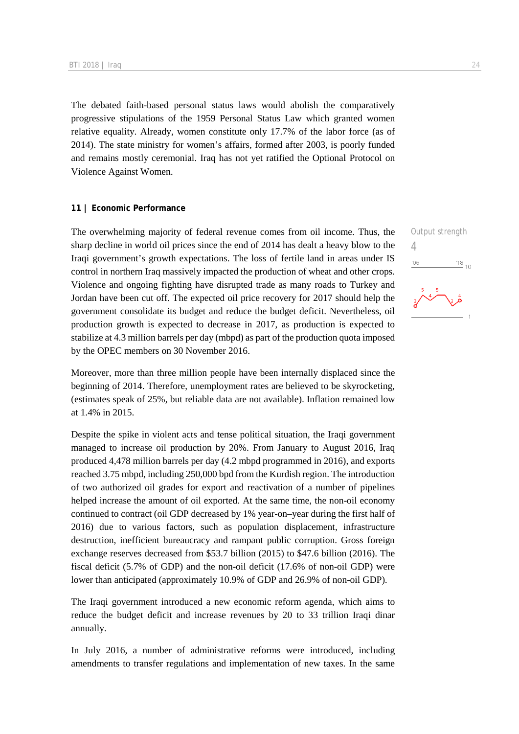The debated faith-based personal status laws would abolish the comparatively progressive stipulations of the 1959 Personal Status Law which granted women relative equality. Already, women constitute only 17.7% of the labor force (as of 2014). The state ministry for women's affairs, formed after 2003, is poorly funded and remains mostly ceremonial. Iraq has not yet ratified the Optional Protocol on Violence Against Women.

## 11 | Economic Performance

Output strength
4

The overwhelming majority of federal revenue comes from oil income. Thus, the sharp decline in world oil prices since the end of 2014 has dealt a heavy blow to the Iraqi government's growth expectations. The loss of fertile land in areas under IS control in northern Iraq massively impacted the production of wheat and other crops. Violence and ongoing fighting have disrupted trade as many roads to Turkey and Jordan have been cut off. The expected oil price recovery for 2017 should help the government consolidate its budget and reduce the budget deficit. Nevertheless, oil production growth is expected to decrease in 2017, as production is expected to stabilize at 4.3 million barrels per day (mbpd) as part of the production quota imposed by the OPEC members on 30 November 2016.

Moreover, more than three million people have been internally displaced since the beginning of 2014. Therefore, unemployment rates are believed to be skyrocketing, (estimates speak of 25%, but reliable data are not available). Inflation remained low at 1.4% in 2015.

Despite the spike in violent acts and tense political situation, the Iraqi government managed to increase oil production by 20%. From January to August 2016, Iraq produced 4,478 million barrels per day (4.2 mbpd programmed in 2016), and exports reached 3.75 mbpd, including 250,000 bpd from the Kurdish region. The introduction of two authorized oil grades for export and reactivation of a number of pipelines helped increase the amount of oil exported. At the same time, the non-oil economy continued to contract (oil GDP decreased by 1% year-on–year during the first half of 2016) due to various factors, such as population displacement, infrastructure destruction, inefficient bureaucracy and rampant public corruption. Gross foreign exchange reserves decreased from $53.7 billion (2015) to $47.6 billion (2016). The fiscal deficit (5.7% of GDP) and the non-oil deficit (17.6% of non-oil GDP) were lower than anticipated (approximately 10.9% of GDP and 26.9% of non-oil GDP).

The Iraqi government introduced a new economic reform agenda, which aims to reduce the budget deficit and increase revenues by 20 to 33 trillion Iraqi dinar annually.

In July 2016, a number of administrative reforms were introduced, including amendments to transfer regulations and implementation of new taxes. In the same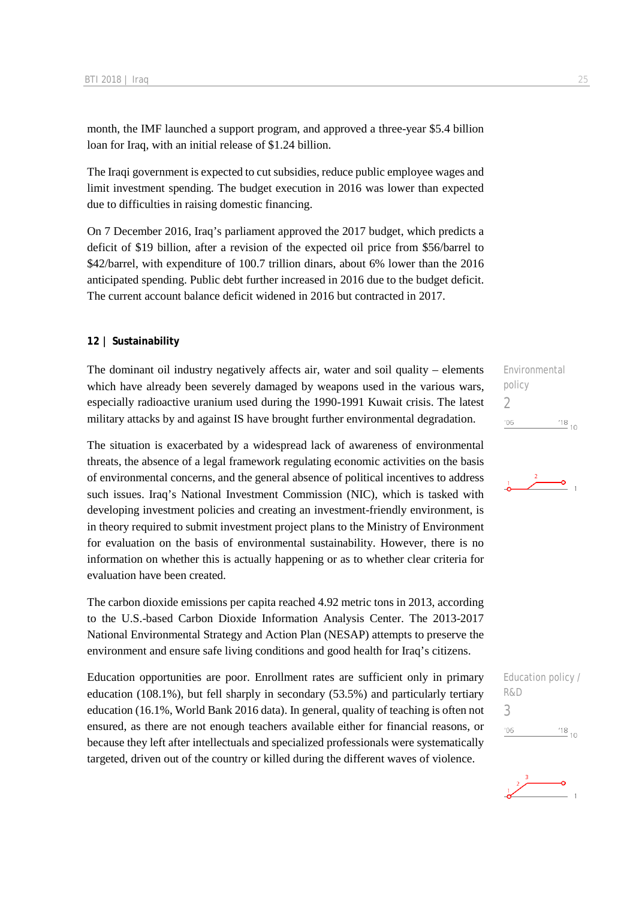month, the IMF launched a support program, and approved a three-year $5.4 billion loan for Iraq, with an initial release of $1.24 billion.

The Iraqi government is expected to cut subsidies, reduce public employee wages and limit investment spending. The budget execution in 2016 was lower than expected due to difficulties in raising domestic financing.

On 7 December 2016, Iraq's parliament approved the 2017 budget, which predicts a deficit of $19 billion, after a revision of the expected oil price from $56/barrel to $42/barrel, with expenditure of 100.7 trillion dinars, about 6% lower than the 2016 anticipated spending. Public debt further increased in 2016 due to the budget deficit. The current account balance deficit widened in 2016 but contracted in 2017.

## 12 | Sustainability

Environmental policy
2

The dominant oil industry negatively affects air, water and soil quality – elements which have already been severely damaged by weapons used in the various wars, especially radioactive uranium used during the 1990-1991 Kuwait crisis. The latest military attacks by and against IS have brought further environmental degradation.

The situation is exacerbated by a widespread lack of awareness of environmental threats, the absence of a legal framework regulating economic activities on the basis of environmental concerns, and the general absence of political incentives to address such issues. Iraq's National Investment Commission (NIC), which is tasked with developing investment policies and creating an investment-friendly environment, is in theory required to submit investment project plans to the Ministry of Environment for evaluation on the basis of environmental sustainability. However, there is no information on whether this is actually happening or as to whether clear criteria for evaluation have been created.

The carbon dioxide emissions per capita reached 4.92 metric tons in 2013, according to the U.S.-based Carbon Dioxide Information Analysis Center. The 2013-2017 National Environmental Strategy and Action Plan (NESAP) attempts to preserve the environment and ensure safe living conditions and good health for Iraq's citizens.

Education policy / R&D
3

Education opportunities are poor. Enrollment rates are sufficient only in primary education (108.1%), but fell sharply in secondary (53.5%) and particularly tertiary education (16.1%, World Bank 2016 data). In general, quality of teaching is often not ensured, as there are not enough teachers available either for financial reasons, or because they left after intellectuals and specialized professionals were systematically targeted, driven out of the country or killed during the different waves of violence.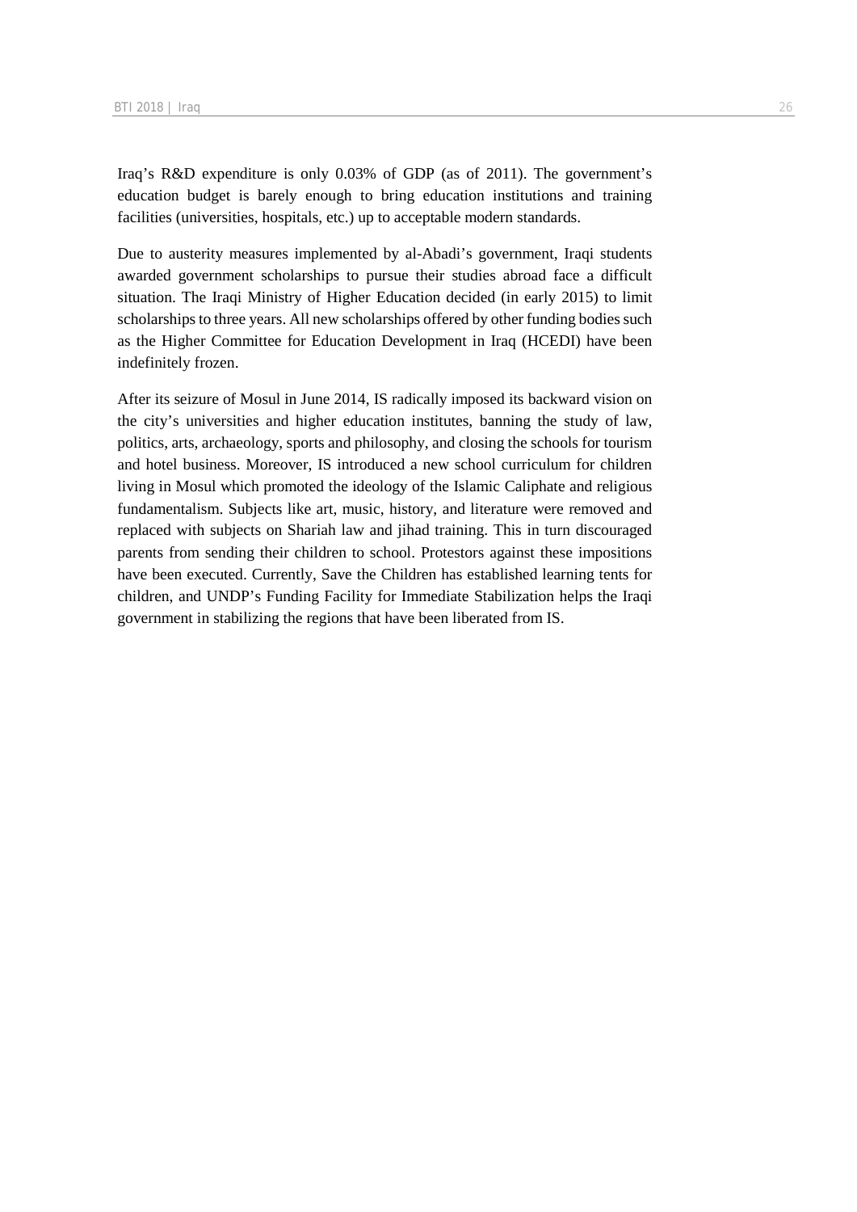Iraq's R&D expenditure is only 0.03% of GDP (as of 2011). The government's education budget is barely enough to bring education institutions and training facilities (universities, hospitals, etc.) up to acceptable modern standards.

Due to austerity measures implemented by al-Abadi's government, Iraqi students awarded government scholarships to pursue their studies abroad face a difficult situation. The Iraqi Ministry of Higher Education decided (in early 2015) to limit scholarships to three years. All new scholarships offered by other funding bodies such as the Higher Committee for Education Development in Iraq (HCEDI) have been indefinitely frozen.

After its seizure of Mosul in June 2014, IS radically imposed its backward vision on the city's universities and higher education institutes, banning the study of law, politics, arts, archaeology, sports and philosophy, and closing the schools for tourism and hotel business. Moreover, IS introduced a new school curriculum for children living in Mosul which promoted the ideology of the Islamic Caliphate and religious fundamentalism. Subjects like art, music, history, and literature were removed and replaced with subjects on Shariah law and jihad training. This in turn discouraged parents from sending their children to school. Protestors against these impositions have been executed. Currently, Save the Children has established learning tents for children, and UNDP's Funding Facility for Immediate Stabilization helps the Iraqi government in stabilizing the regions that have been liberated from IS.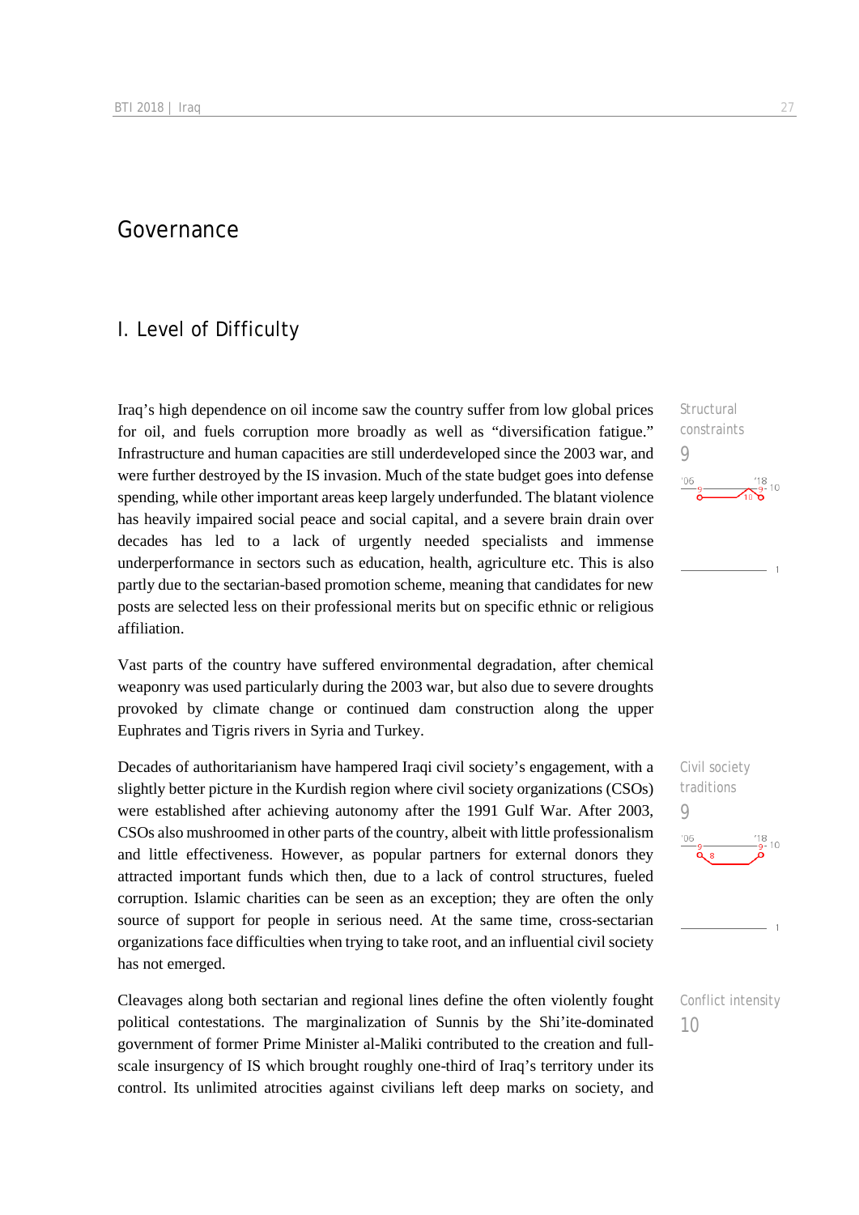# Governance

## I. Level of Difficulty

Iraq's high dependence on oil income saw the country suffer from low global prices for oil, and fuels corruption more broadly as well as "diversification fatigue." Infrastructure and human capacities are still underdeveloped since the 2003 war, and were further destroyed by the IS invasion. Much of the state budget goes into defense spending, while other important areas keep largely underfunded. The blatant violence has heavily impaired social peace and social capital, and a severe brain drain over decades has led to a lack of urgently needed specialists and immense underperformance in sectors such as education, health, agriculture etc. This is also partly due to the sectarian-based promotion scheme, meaning that candidates for new posts are selected less on their professional merits but on specific ethnic or religious affiliation.

Structural constraints
9

Vast parts of the country have suffered environmental degradation, after chemical weaponry was used particularly during the 2003 war, but also due to severe droughts provoked by climate change or continued dam construction along the upper Euphrates and Tigris rivers in Syria and Turkey.

Decades of authoritarianism have hampered Iraqi civil society's engagement, with a slightly better picture in the Kurdish region where civil society organizations (CSOs) were established after achieving autonomy after the 1991 Gulf War. After 2003, CSOs also mushroomed in other parts of the country, albeit with little professionalism and little effectiveness. However, as popular partners for external donors they attracted important funds which then, due to a lack of control structures, fueled corruption. Islamic charities can be seen as an exception; they are often the only source of support for people in serious need. At the same time, cross-sectarian organizations face difficulties when trying to take root, and an influential civil society has not emerged.

Civil society traditions
9

Cleavages along both sectarian and regional lines define the often violently fought political contestations. The marginalization of Sunnis by the Shi'ite-dominated government of former Prime Minister al-Maliki contributed to the creation and full-scale insurgency of IS which brought roughly one-third of Iraq's territory under its control. Its unlimited atrocities against civilians left deep marks on society, and

Conflict intensity
10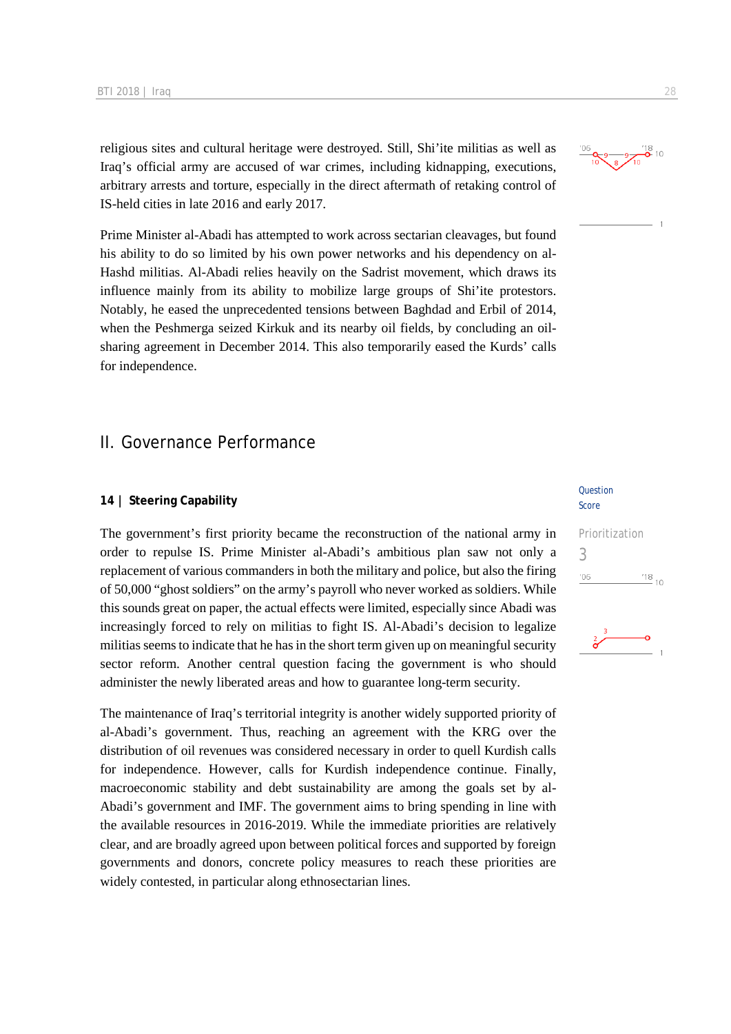religious sites and cultural heritage were destroyed. Still, Shi'ite militias as well as Iraq's official army are accused of war crimes, including kidnapping, executions, arbitrary arrests and torture, especially in the direct aftermath of retaking control of IS-held cities in late 2016 and early 2017.

Prime Minister al-Abadi has attempted to work across sectarian cleavages, but found his ability to do so limited by his own power networks and his dependency on al-Hashd militias. Al-Abadi relies heavily on the Sadrist movement, which draws its influence mainly from its ability to mobilize large groups of Shi'ite protestors. Notably, he eased the unprecedented tensions between Baghdad and Erbil of 2014, when the Peshmerga seized Kirkuk and its nearby oil fields, by concluding an oil-sharing agreement in December 2014. This also temporarily eased the Kurds' calls for independence.

## II. Governance Performance

### 14 | Steering Capability

Question Score

Prioritization
3

The government's first priority became the reconstruction of the national army in order to repulse IS. Prime Minister al-Abadi's ambitious plan saw not only a replacement of various commanders in both the military and police, but also the firing of 50,000 "ghost soldiers" on the army's payroll who never worked as soldiers. While this sounds great on paper, the actual effects were limited, especially since Abadi was increasingly forced to rely on militias to fight IS. Al-Abadi's decision to legalize militias seems to indicate that he has in the short term given up on meaningful security sector reform. Another central question facing the government is who should administer the newly liberated areas and how to guarantee long-term security.

The maintenance of Iraq's territorial integrity is another widely supported priority of al-Abadi's government. Thus, reaching an agreement with the KRG over the distribution of oil revenues was considered necessary in order to quell Kurdish calls for independence. However, calls for Kurdish independence continue. Finally, macroeconomic stability and debt sustainability are among the goals set by al-Abadi's government and IMF. The government aims to bring spending in line with the available resources in 2016-2019. While the immediate priorities are relatively clear, and are broadly agreed upon between political forces and supported by foreign governments and donors, concrete policy measures to reach these priorities are widely contested, in particular along ethnosectarian lines.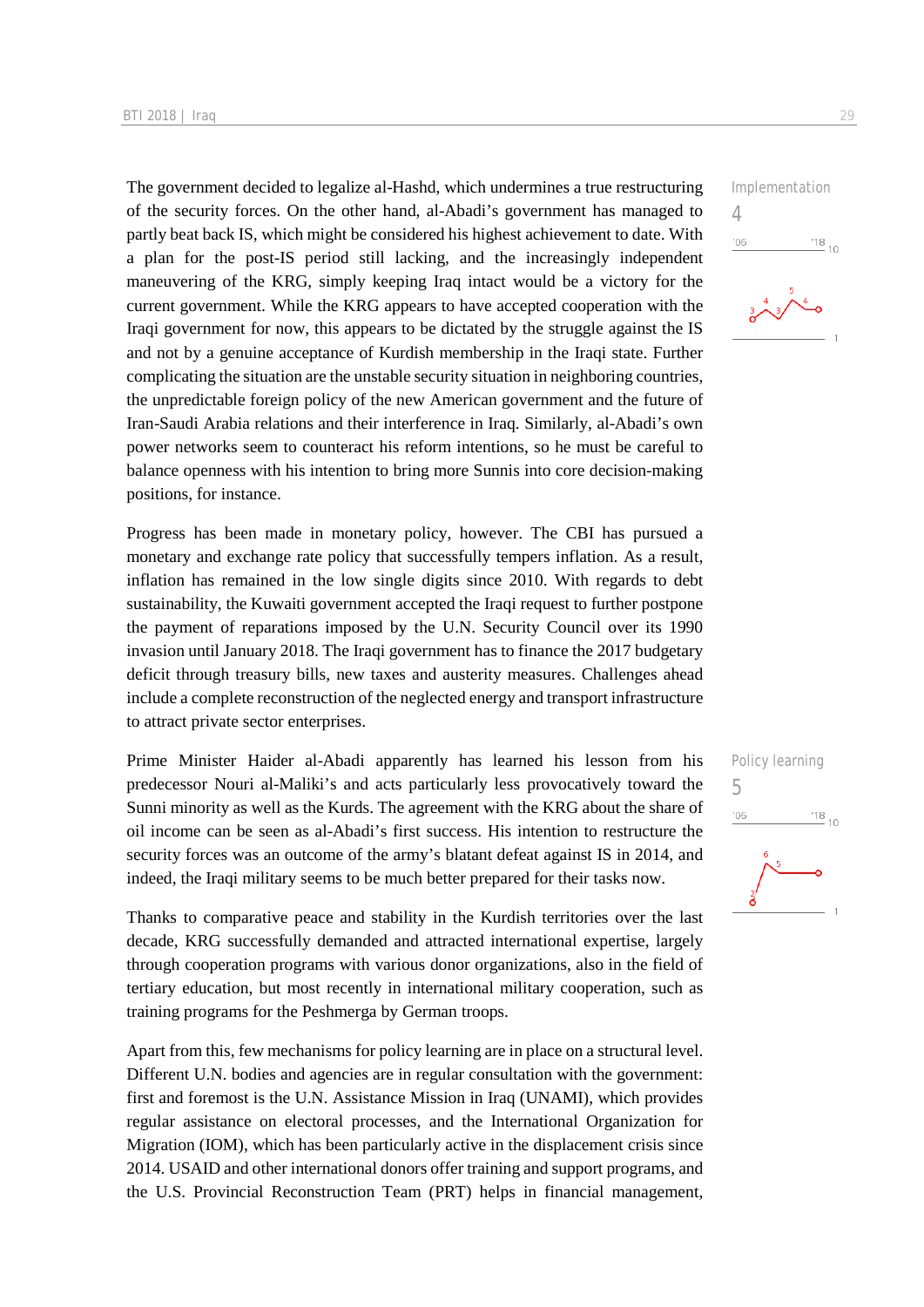The government decided to legalize al-Hashd, which undermines a true restructuring of the security forces. On the other hand, al-Abadi's government has managed to partly beat back IS, which might be considered his highest achievement to date. With a plan for the post-IS period still lacking, and the increasingly independent maneuvering of the KRG, simply keeping Iraq intact would be a victory for the current government. While the KRG appears to have accepted cooperation with the Iraqi government for now, this appears to be dictated by the struggle against the IS and not by a genuine acceptance of Kurdish membership in the Iraqi state. Further complicating the situation are the unstable security situation in neighboring countries, the unpredictable foreign policy of the new American government and the future of Iran-Saudi Arabia relations and their interference in Iraq. Similarly, al-Abadi's own power networks seem to counteract his reform intentions, so he must be careful to balance openness with his intention to bring more Sunnis into core decision-making positions, for instance.

Implementation
4

Progress has been made in monetary policy, however. The CBI has pursued a monetary and exchange rate policy that successfully tempers inflation. As a result, inflation has remained in the low single digits since 2010. With regards to debt sustainability, the Kuwaiti government accepted the Iraqi request to further postpone the payment of reparations imposed by the U.N. Security Council over its 1990 invasion until January 2018. The Iraqi government has to finance the 2017 budgetary deficit through treasury bills, new taxes and austerity measures. Challenges ahead include a complete reconstruction of the neglected energy and transport infrastructure to attract private sector enterprises.

Prime Minister Haider al-Abadi apparently has learned his lesson from his predecessor Nouri al-Maliki's and acts particularly less provocatively toward the Sunni minority as well as the Kurds. The agreement with the KRG about the share of oil income can be seen as al-Abadi's first success. His intention to restructure the security forces was an outcome of the army's blatant defeat against IS in 2014, and indeed, the Iraqi military seems to be much better prepared for their tasks now.

Policy learning
5

Thanks to comparative peace and stability in the Kurdish territories over the last decade, KRG successfully demanded and attracted international expertise, largely through cooperation programs with various donor organizations, also in the field of tertiary education, but most recently in international military cooperation, such as training programs for the Peshmerga by German troops.

Apart from this, few mechanisms for policy learning are in place on a structural level. Different U.N. bodies and agencies are in regular consultation with the government: first and foremost is the U.N. Assistance Mission in Iraq (UNAMI), which provides regular assistance on electoral processes, and the International Organization for Migration (IOM), which has been particularly active in the displacement crisis since 2014. USAID and other international donors offer training and support programs, and the U.S. Provincial Reconstruction Team (PRT) helps in financial management,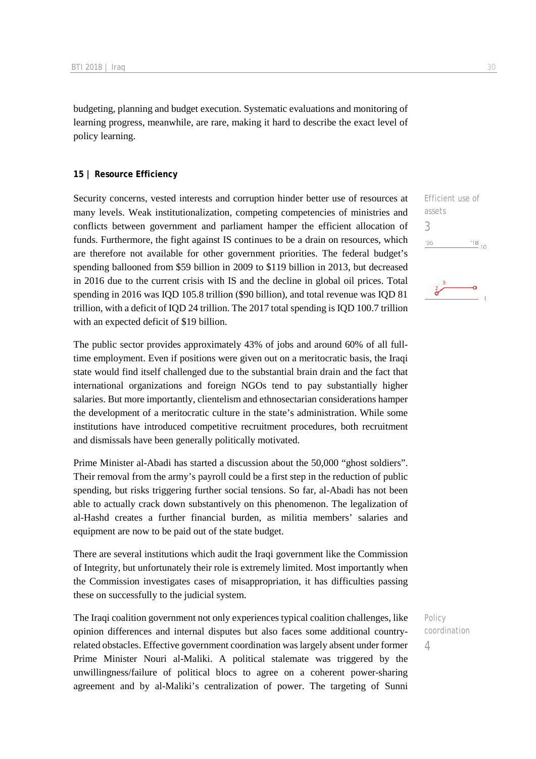budgeting, planning and budget execution. Systematic evaluations and monitoring of learning progress, meanwhile, are rare, making it hard to describe the exact level of policy learning.

### 15 | Resource Efficiency

Efficient use of assets

3

Security concerns, vested interests and corruption hinder better use of resources at many levels. Weak institutionalization, competing competencies of ministries and conflicts between government and parliament hamper the efficient allocation of funds. Furthermore, the fight against IS continues to be a drain on resources, which are therefore not available for other government priorities. The federal budget's spending ballooned from $59 billion in 2009 to $119 billion in 2013, but decreased in 2016 due to the current crisis with IS and the decline in global oil prices. Total spending in 2016 was IQD 105.8 trillion ($90 billion), and total revenue was IQD 81 trillion, with a deficit of IQD 24 trillion. The 2017 total spending is IQD 100.7 trillion with an expected deficit of $19 billion.

The public sector provides approximately 43% of jobs and around 60% of all full-time employment. Even if positions were given out on a meritocratic basis, the Iraqi state would find itself challenged due to the substantial brain drain and the fact that international organizations and foreign NGOs tend to pay substantially higher salaries. But more importantly, clientelism and ethnosectarian considerations hamper the development of a meritocratic culture in the state's administration. While some institutions have introduced competitive recruitment procedures, both recruitment and dismissals have been generally politically motivated.

Prime Minister al-Abadi has started a discussion about the 50,000 "ghost soldiers". Their removal from the army's payroll could be a first step in the reduction of public spending, but risks triggering further social tensions. So far, al-Abadi has not been able to actually crack down substantively on this phenomenon. The legalization of al-Hashd creates a further financial burden, as militia members' salaries and equipment are now to be paid out of the state budget.

There are several institutions which audit the Iraqi government like the Commission of Integrity, but unfortunately their role is extremely limited. Most importantly when the Commission investigates cases of misappropriation, it has difficulties passing these on successfully to the judicial system.

Policy coordination

4

The Iraqi coalition government not only experiences typical coalition challenges, like opinion differences and internal disputes but also faces some additional country-related obstacles. Effective government coordination was largely absent under former Prime Minister Nouri al-Maliki. A political stalemate was triggered by the unwillingness/failure of political blocs to agree on a coherent power-sharing agreement and by al-Maliki's centralization of power. The targeting of Sunni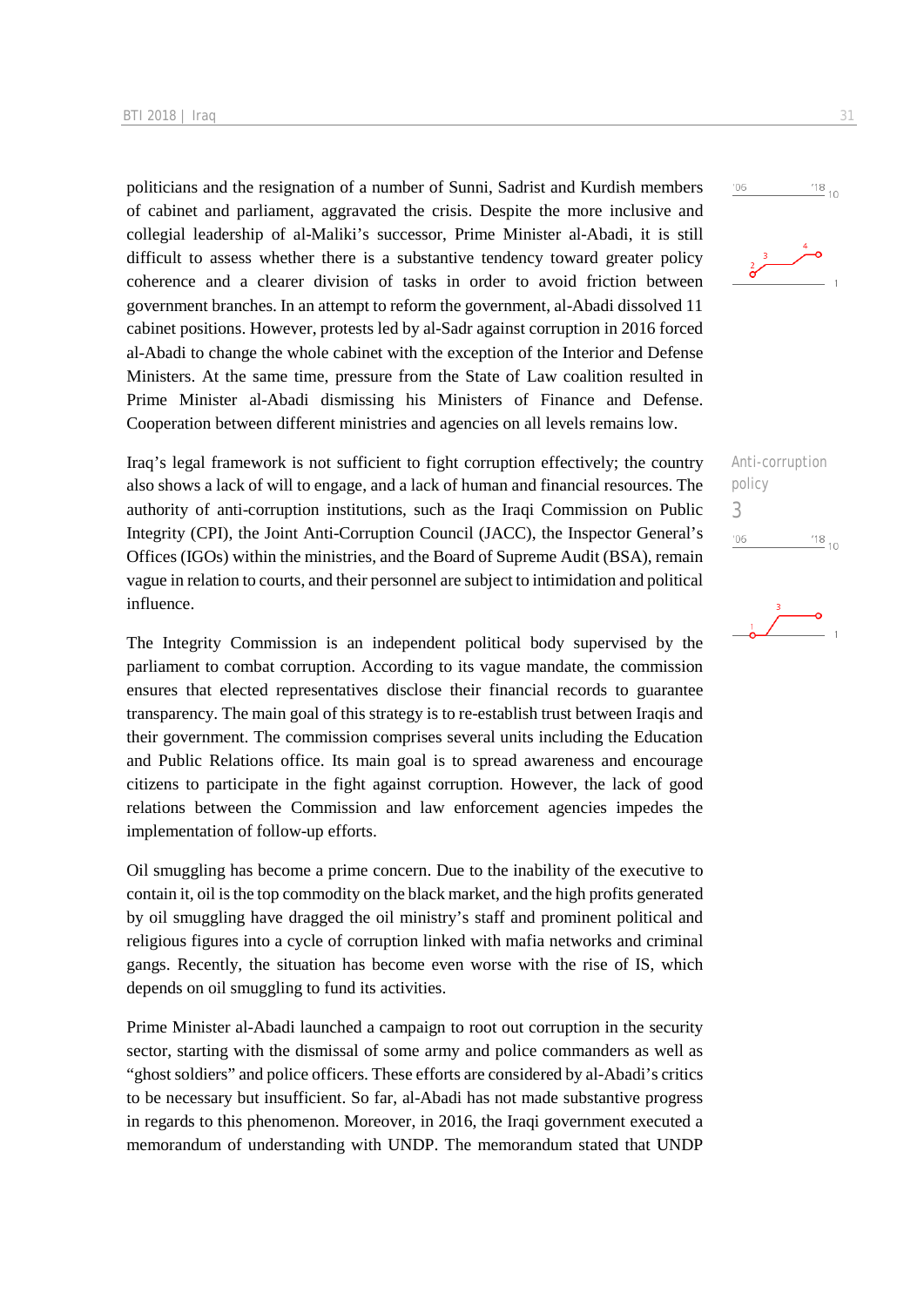politicians and the resignation of a number of Sunni, Sadrist and Kurdish members of cabinet and parliament, aggravated the crisis. Despite the more inclusive and collegial leadership of al-Maliki's successor, Prime Minister al-Abadi, it is still difficult to assess whether there is a substantive tendency toward greater policy coherence and a clearer division of tasks in order to avoid friction between government branches. In an attempt to reform the government, al-Abadi dissolved 11 cabinet positions. However, protests led by al-Sadr against corruption in 2016 forced al-Abadi to change the whole cabinet with the exception of the Interior and Defense Ministers. At the same time, pressure from the State of Law coalition resulted in Prime Minister al-Abadi dismissing his Ministers of Finance and Defense. Cooperation between different ministries and agencies on all levels remains low.

Anti-corruption policy
3

Iraq's legal framework is not sufficient to fight corruption effectively; the country also shows a lack of will to engage, and a lack of human and financial resources. The authority of anti-corruption institutions, such as the Iraqi Commission on Public Integrity (CPI), the Joint Anti-Corruption Council (JACC), the Inspector General's Offices (IGOs) within the ministries, and the Board of Supreme Audit (BSA), remain vague in relation to courts, and their personnel are subject to intimidation and political influence.

The Integrity Commission is an independent political body supervised by the parliament to combat corruption. According to its vague mandate, the commission ensures that elected representatives disclose their financial records to guarantee transparency. The main goal of this strategy is to re-establish trust between Iraqis and their government. The commission comprises several units including the Education and Public Relations office. Its main goal is to spread awareness and encourage citizens to participate in the fight against corruption. However, the lack of good relations between the Commission and law enforcement agencies impedes the implementation of follow-up efforts.

Oil smuggling has become a prime concern. Due to the inability of the executive to contain it, oil is the top commodity on the black market, and the high profits generated by oil smuggling have dragged the oil ministry's staff and prominent political and religious figures into a cycle of corruption linked with mafia networks and criminal gangs. Recently, the situation has become even worse with the rise of IS, which depends on oil smuggling to fund its activities.

Prime Minister al-Abadi launched a campaign to root out corruption in the security sector, starting with the dismissal of some army and police commanders as well as "ghost soldiers" and police officers. These efforts are considered by al-Abadi's critics to be necessary but insufficient. So far, al-Abadi has not made substantive progress in regards to this phenomenon. Moreover, in 2016, the Iraqi government executed a memorandum of understanding with UNDP. The memorandum stated that UNDP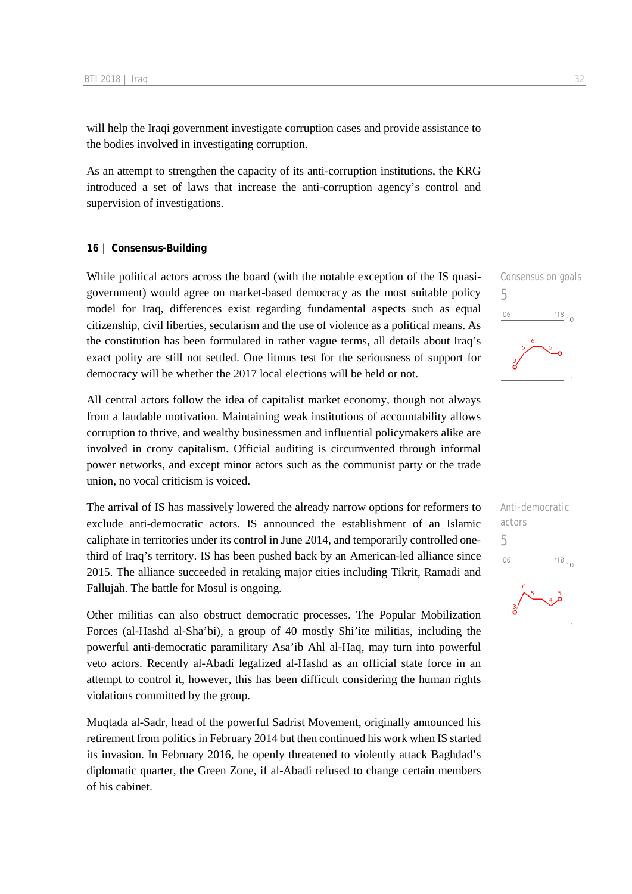will help the Iraqi government investigate corruption cases and provide assistance to the bodies involved in investigating corruption.

As an attempt to strengthen the capacity of its anti-corruption institutions, the KRG introduced a set of laws that increase the anti-corruption agency's control and supervision of investigations.

### 16 | Consensus-Building

Consensus on goals
5

While political actors across the board (with the notable exception of the IS quasi-government) would agree on market-based democracy as the most suitable policy model for Iraq, differences exist regarding fundamental aspects such as equal citizenship, civil liberties, secularism and the use of violence as a political means. As the constitution has been formulated in rather vague terms, all details about Iraq's exact polity are still not settled. One litmus test for the seriousness of support for democracy will be whether the 2017 local elections will be held or not.

All central actors follow the idea of capitalist market economy, though not always from a laudable motivation. Maintaining weak institutions of accountability allows corruption to thrive, and wealthy businessmen and influential policymakers alike are involved in crony capitalism. Official auditing is circumvented through informal power networks, and except minor actors such as the communist party or the trade union, no vocal criticism is voiced.

Anti-democratic actors
5

The arrival of IS has massively lowered the already narrow options for reformers to exclude anti-democratic actors. IS announced the establishment of an Islamic caliphate in territories under its control in June 2014, and temporarily controlled one-third of Iraq's territory. IS has been pushed back by an American-led alliance since 2015. The alliance succeeded in retaking major cities including Tikrit, Ramadi and Fallujah. The battle for Mosul is ongoing.

Other militias can also obstruct democratic processes. The Popular Mobilization Forces (al-Hashd al-Sha'bi), a group of 40 mostly Shi'ite militias, including the powerful anti-democratic paramilitary Asa'ib Ahl al-Haq, may turn into powerful veto actors. Recently al-Abadi legalized al-Hashd as an official state force in an attempt to control it, however, this has been difficult considering the human rights violations committed by the group.

Muqtada al-Sadr, head of the powerful Sadrist Movement, originally announced his retirement from politics in February 2014 but then continued his work when IS started its invasion. In February 2016, he openly threatened to violently attack Baghdad's diplomatic quarter, the Green Zone, if al-Abadi refused to change certain members of his cabinet.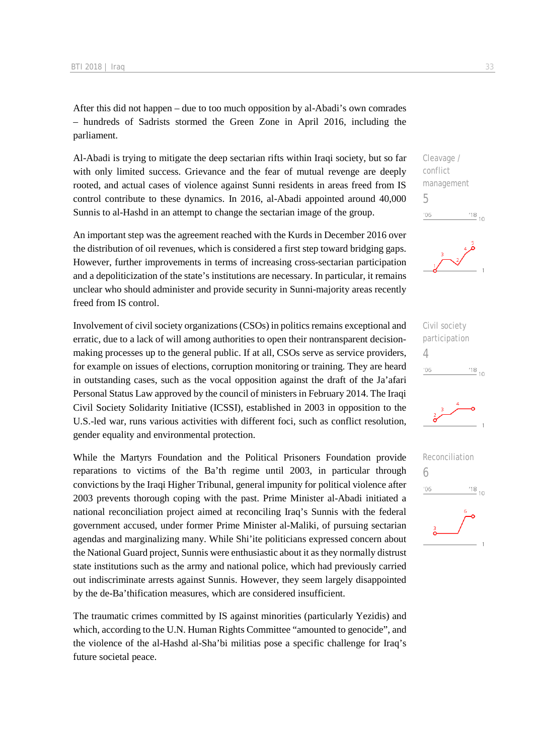After this did not happen – due to too much opposition by al-Abadi's own comrades – hundreds of Sadrists stormed the Green Zone in April 2016, including the parliament.

Cleavage / conflict management
5

Al-Abadi is trying to mitigate the deep sectarian rifts within Iraqi society, but so far with only limited success. Grievance and the fear of mutual revenge are deeply rooted, and actual cases of violence against Sunni residents in areas freed from IS control contribute to these dynamics. In 2016, al-Abadi appointed around 40,000 Sunnis to al-Hashd in an attempt to change the sectarian image of the group.

An important step was the agreement reached with the Kurds in December 2016 over the distribution of oil revenues, which is considered a first step toward bridging gaps. However, further improvements in terms of increasing cross-sectarian participation and a depoliticization of the state's institutions are necessary. In particular, it remains unclear who should administer and provide security in Sunni-majority areas recently freed from IS control.

Civil society participation
4

Involvement of civil society organizations (CSOs) in politics remains exceptional and erratic, due to a lack of will among authorities to open their nontransparent decision-making processes up to the general public. If at all, CSOs serve as service providers, for example on issues of elections, corruption monitoring or training. They are heard in outstanding cases, such as the vocal opposition against the draft of the Ja'afari Personal Status Law approved by the council of ministers in February 2014. The Iraqi Civil Society Solidarity Initiative (ICSSI), established in 2003 in opposition to the U.S.-led war, runs various activities with different foci, such as conflict resolution, gender equality and environmental protection.

Reconciliation
6

While the Martyrs Foundation and the Political Prisoners Foundation provide reparations to victims of the Ba'th regime until 2003, in particular through convictions by the Iraqi Higher Tribunal, general impunity for political violence after 2003 prevents thorough coping with the past. Prime Minister al-Abadi initiated a national reconciliation project aimed at reconciling Iraq's Sunnis with the federal government accused, under former Prime Minister al-Maliki, of pursuing sectarian agendas and marginalizing many. While Shi'ite politicians expressed concern about the National Guard project, Sunnis were enthusiastic about it as they normally distrust state institutions such as the army and national police, which had previously carried out indiscriminate arrests against Sunnis. However, they seem largely disappointed by the de-Ba'thification measures, which are considered insufficient.

The traumatic crimes committed by IS against minorities (particularly Yezidis) and which, according to the U.N. Human Rights Committee "amounted to genocide", and the violence of the al-Hashd al-Sha'bi militias pose a specific challenge for Iraq's future societal peace.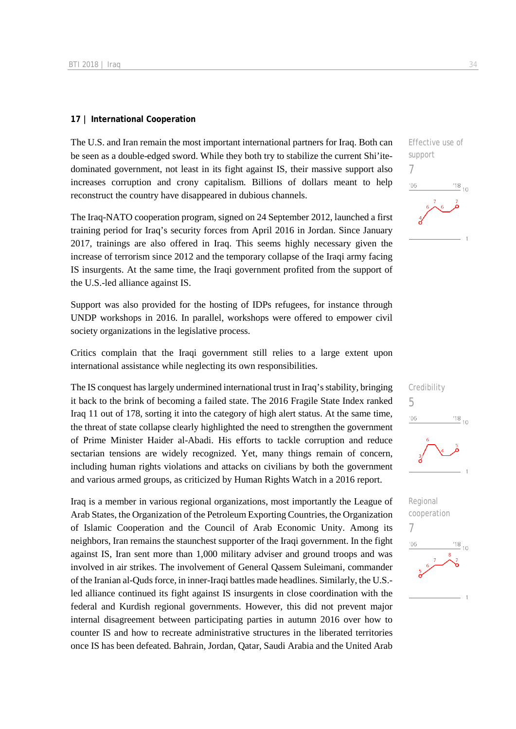## 17 | International Cooperation

**Effective use of support**
7

The U.S. and Iran remain the most important international partners for Iraq. Both can be seen as a double-edged sword. While they both try to stabilize the current Shi'ite-dominated government, not least in its fight against IS, their massive support also increases corruption and crony capitalism. Billions of dollars meant to help reconstruct the country have disappeared in dubious channels.

The Iraq-NATO cooperation program, signed on 24 September 2012, launched a first training period for Iraq's security forces from April 2016 in Jordan. Since January 2017, trainings are also offered in Iraq. This seems highly necessary given the increase of terrorism since 2012 and the temporary collapse of the Iraqi army facing IS insurgents. At the same time, the Iraqi government profited from the support of the U.S.-led alliance against IS.

Support was also provided for the hosting of IDPs refugees, for instance through UNDP workshops in 2016. In parallel, workshops were offered to empower civil society organizations in the legislative process.

Critics complain that the Iraqi government still relies to a large extent upon international assistance while neglecting its own responsibilities.

**Credibility**
5

The IS conquest has largely undermined international trust in Iraq's stability, bringing it back to the brink of becoming a failed state. The 2016 Fragile State Index ranked Iraq 11 out of 178, sorting it into the category of high alert status. At the same time, the threat of state collapse clearly highlighted the need to strengthen the government of Prime Minister Haider al-Abadi. His efforts to tackle corruption and reduce sectarian tensions are widely recognized. Yet, many things remain of concern, including human rights violations and attacks on civilians by both the government and various armed groups, as criticized by Human Rights Watch in a 2016 report.

**Regional cooperation**
7

Iraq is a member in various regional organizations, most importantly the League of Arab States, the Organization of the Petroleum Exporting Countries, the Organization of Islamic Cooperation and the Council of Arab Economic Unity. Among its neighbors, Iran remains the staunchest supporter of the Iraqi government. In the fight against IS, Iran sent more than 1,000 military adviser and ground troops and was involved in air strikes. The involvement of General Qassem Suleimani, commander of the Iranian al-Quds force, in inner-Iraqi battles made headlines. Similarly, the U.S.-led alliance continued its fight against IS insurgents in close coordination with the federal and Kurdish regional governments. However, this did not prevent major internal disagreement between participating parties in autumn 2016 over how to counter IS and how to recreate administrative structures in the liberated territories once IS has been defeated. Bahrain, Jordan, Qatar, Saudi Arabia and the United Arab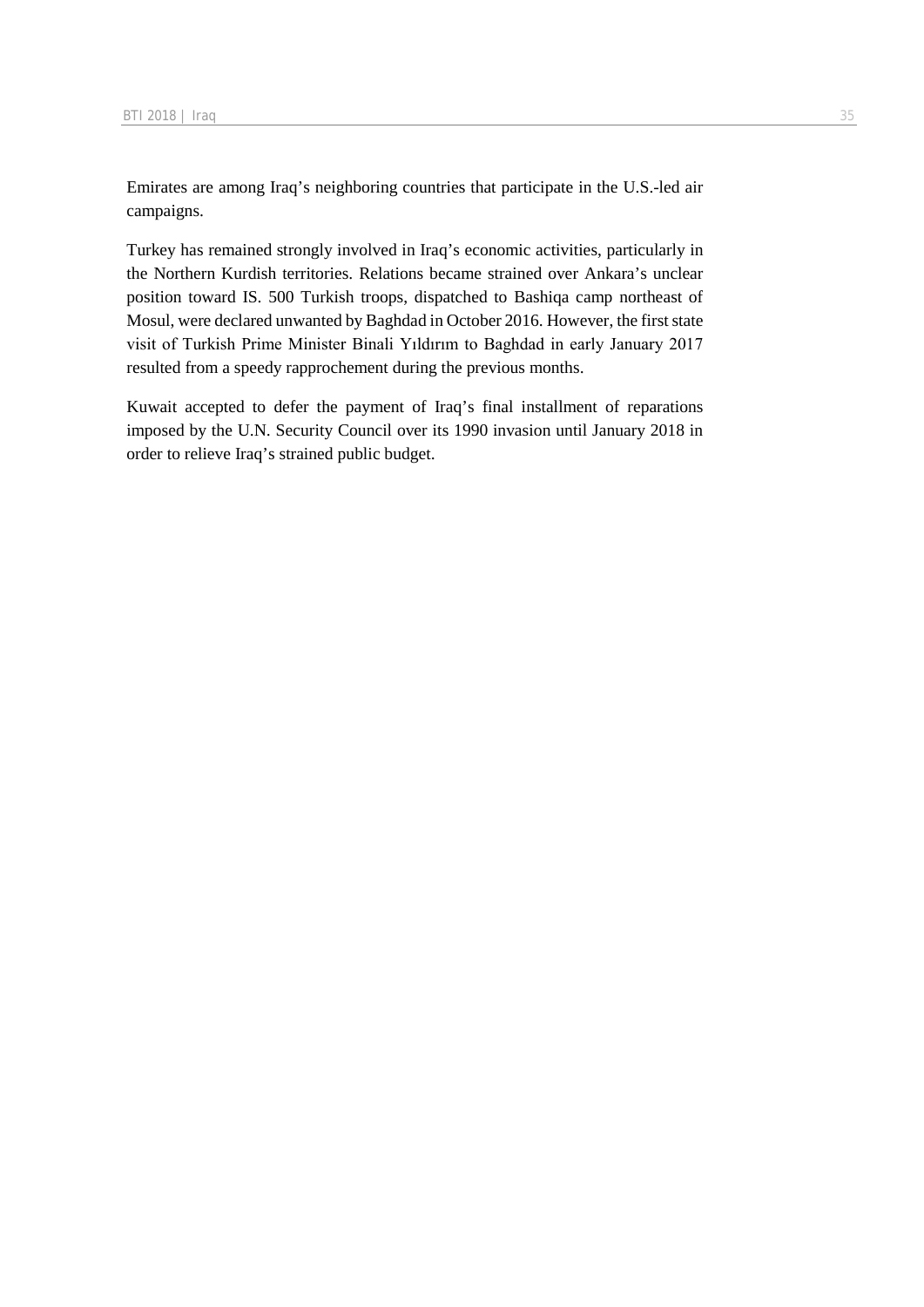Emirates are among Iraq's neighboring countries that participate in the U.S.-led air campaigns.

Turkey has remained strongly involved in Iraq's economic activities, particularly in the Northern Kurdish territories. Relations became strained over Ankara's unclear position toward IS. 500 Turkish troops, dispatched to Bashiqa camp northeast of Mosul, were declared unwanted by Baghdad in October 2016. However, the first state visit of Turkish Prime Minister Binali Yıldırım to Baghdad in early January 2017 resulted from a speedy rapprochement during the previous months.

Kuwait accepted to defer the payment of Iraq's final installment of reparations imposed by the U.N. Security Council over its 1990 invasion until January 2018 in order to relieve Iraq's strained public budget.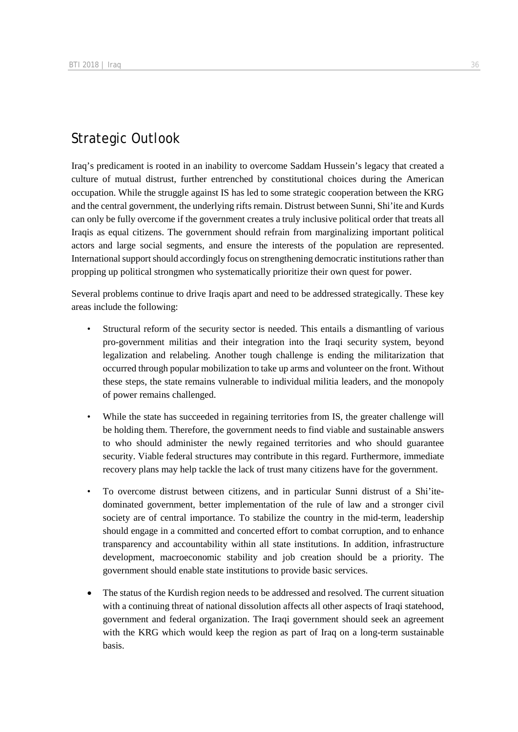## Strategic Outlook

Iraq's predicament is rooted in an inability to overcome Saddam Hussein's legacy that created a culture of mutual distrust, further entrenched by constitutional choices during the American occupation. While the struggle against IS has led to some strategic cooperation between the KRG and the central government, the underlying rifts remain. Distrust between Sunni, Shi'ite and Kurds can only be fully overcome if the government creates a truly inclusive political order that treats all Iraqis as equal citizens. The government should refrain from marginalizing important political actors and large social segments, and ensure the interests of the population are represented. International support should accordingly focus on strengthening democratic institutions rather than propping up political strongmen who systematically prioritize their own quest for power.

Several problems continue to drive Iraqis apart and need to be addressed strategically. These key areas include the following:

- Structural reform of the security sector is needed. This entails a dismantling of various pro-government militias and their integration into the Iraqi security system, beyond legalization and relabeling. Another tough challenge is ending the militarization that occurred through popular mobilization to take up arms and volunteer on the front. Without these steps, the state remains vulnerable to individual militia leaders, and the monopoly of power remains challenged.

- While the state has succeeded in regaining territories from IS, the greater challenge will be holding them. Therefore, the government needs to find viable and sustainable answers to who should administer the newly regained territories and who should guarantee security. Viable federal structures may contribute in this regard. Furthermore, immediate recovery plans may help tackle the lack of trust many citizens have for the government.

- To overcome distrust between citizens, and in particular Sunni distrust of a Shi'ite-dominated government, better implementation of the rule of law and a stronger civil society are of central importance. To stabilize the country in the mid-term, leadership should engage in a committed and concerted effort to combat corruption, and to enhance transparency and accountability within all state institutions. In addition, infrastructure development, macroeconomic stability and job creation should be a priority. The government should enable state institutions to provide basic services.

- The status of the Kurdish region needs to be addressed and resolved. The current situation with a continuing threat of national dissolution affects all other aspects of Iraqi statehood, government and federal organization. The Iraqi government should seek an agreement with the KRG which would keep the region as part of Iraq on a long-term sustainable basis.